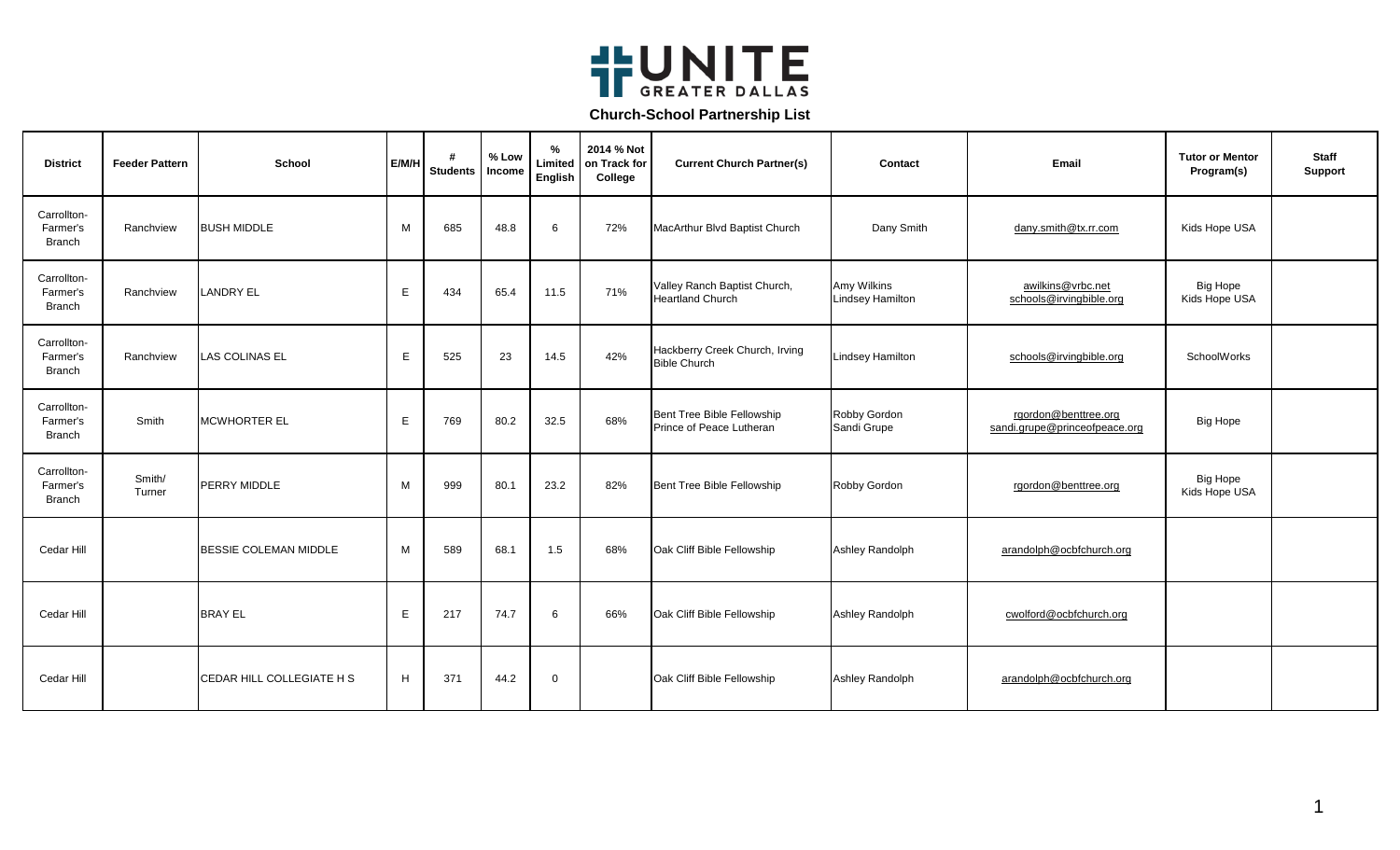# UNITE GREATER DALLAS

## Church-School Partnership List

| District | Feeder Pattern | School | E/M/H | # Students | % Low Income | % Limited English | 2014 % Not on Track for College | Current Church Partner(s) | Contact | Email | Tutor or Mentor Program(s) | Staff Support |
|---|---|---|---|---|---|---|---|---|---|---|---|---|
| Carrollton-Farmer's Branch | Ranchview | BUSH MIDDLE | M | 685 | 48.8 | 6 | 72% | MacArthur Blvd Baptist Church | Dany Smith | dany.smith@tx.rr.com | Kids Hope USA | |
| Carrollton-Farmer's Branch | Ranchview | LANDRY EL | E | 434 | 65.4 | 11.5 | 71% | Valley Ranch Baptist Church, Heartland Church | Amy Wilkins Lindsey Hamilton | awilkins@vrbc.net schools@irvingbible.org | Big Hope Kids Hope USA | |
| Carrollton-Farmer's Branch | Ranchview | LAS COLINAS EL | E | 525 | 23 | 14.5 | 42% | Hackberry Creek Church, Irving Bible Church | Lindsey Hamilton | schools@irvingbible.org | SchoolWorks | |
| Carrollton-Farmer's Branch | Smith | MCWHORTER EL | E | 769 | 80.2 | 32.5 | 68% | Bent Tree Bible Fellowship Prince of Peace Lutheran | Robby Gordon Sandi Grupe | rgordon@benttree.org sandi.grupe@princeofpeace.org | Big Hope | |
| Carrollton-Farmer's Branch | Smith/ Turner | PERRY MIDDLE | M | 999 | 80.1 | 23.2 | 82% | Bent Tree Bible Fellowship | Robby Gordon | rgordon@benttree.org | Big Hope Kids Hope USA | |
| Cedar Hill | | BESSIE COLEMAN MIDDLE | M | 589 | 68.1 | 1.5 | 68% | Oak Cliff Bible Fellowship | Ashley Randolph | arandolph@ocbfchurch.org | | |
| Cedar Hill | | BRAY EL | E | 217 | 74.7 | 6 | 66% | Oak Cliff Bible Fellowship | Ashley Randolph | cwolford@ocbfchurch.org | | |
| Cedar Hill | | CEDAR HILL COLLEGIATE H S | H | 371 | 44.2 | 0 | | Oak Cliff Bible Fellowship | Ashley Randolph | arandolph@ocbfchurch.org | | |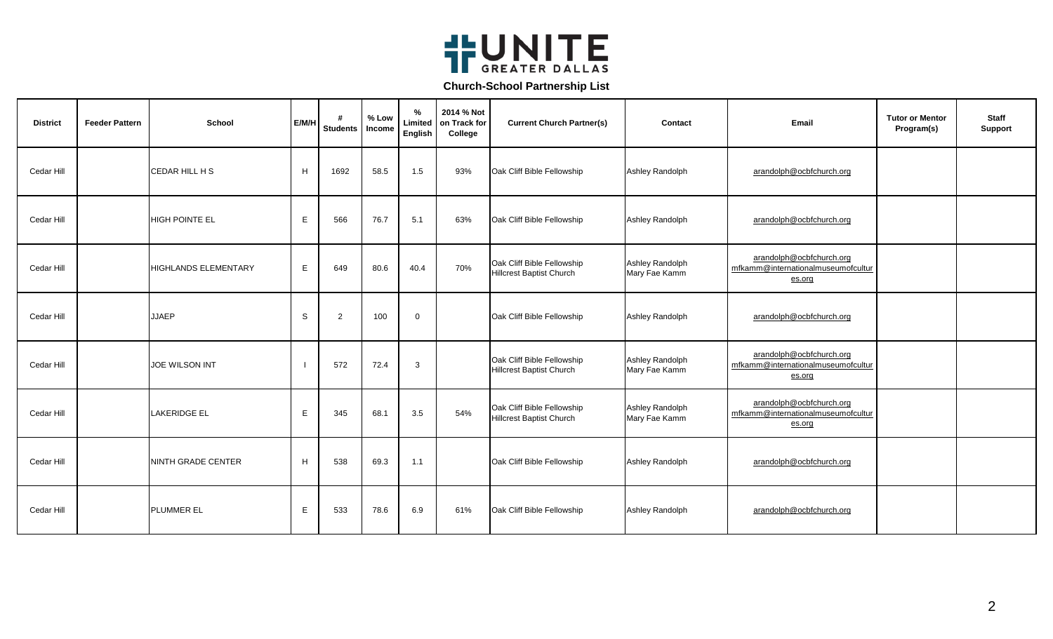# UNITE GREATER DALLAS

## Church-School Partnership List

| District | Feeder Pattern | School | E/M/H | # Students | % Low Income | % Limited English | 2014 % Not on Track for College | Current Church Partner(s) | Contact | Email | Tutor or Mentor Program(s) | Staff Support |
|---|---|---|---|---|---|---|---|---|---|---|---|---|
| Cedar Hill | | CEDAR HILL H S | H | 1692 | 58.5 | 1.5 | 93% | Oak Cliff Bible Fellowship | Ashley Randolph | arandolph@ocbfchurch.org | | |
| Cedar Hill | | HIGH POINTE EL | E | 566 | 76.7 | 5.1 | 63% | Oak Cliff Bible Fellowship | Ashley Randolph | arandolph@ocbfchurch.org | | |
| Cedar Hill | | HIGHLANDS ELEMENTARY | E | 649 | 80.6 | 40.4 | 70% | Oak Cliff Bible Fellowship<br>Hillcrest Baptist Church | Ashley Randolph<br>Mary Fae Kamm | arandolph@ocbfchurch.org<br>mfkamm@internationalmuseumofcultures.org | | |
| Cedar Hill | | JJAEP | S | 2 | 100 | 0 | | Oak Cliff Bible Fellowship | Ashley Randolph | arandolph@ocbfchurch.org | | |
| Cedar Hill | | JOE WILSON INT | I | 572 | 72.4 | 3 | | Oak Cliff Bible Fellowship<br>Hillcrest Baptist Church | Ashley Randolph<br>Mary Fae Kamm | arandolph@ocbfchurch.org<br>mfkamm@internationalmuseumofcultures.org | | |
| Cedar Hill | | LAKERIDGE EL | E | 345 | 68.1 | 3.5 | 54% | Oak Cliff Bible Fellowship<br>Hillcrest Baptist Church | Ashley Randolph<br>Mary Fae Kamm | arandolph@ocbfchurch.org<br>mfkamm@internationalmuseumofcultures.org | | |
| Cedar Hill | | NINTH GRADE CENTER | H | 538 | 69.3 | 1.1 | | Oak Cliff Bible Fellowship | Ashley Randolph | arandolph@ocbfchurch.org | | |
| Cedar Hill | | PLUMMER EL | E | 533 | 78.6 | 6.9 | 61% | Oak Cliff Bible Fellowship | Ashley Randolph | arandolph@ocbfchurch.org | | |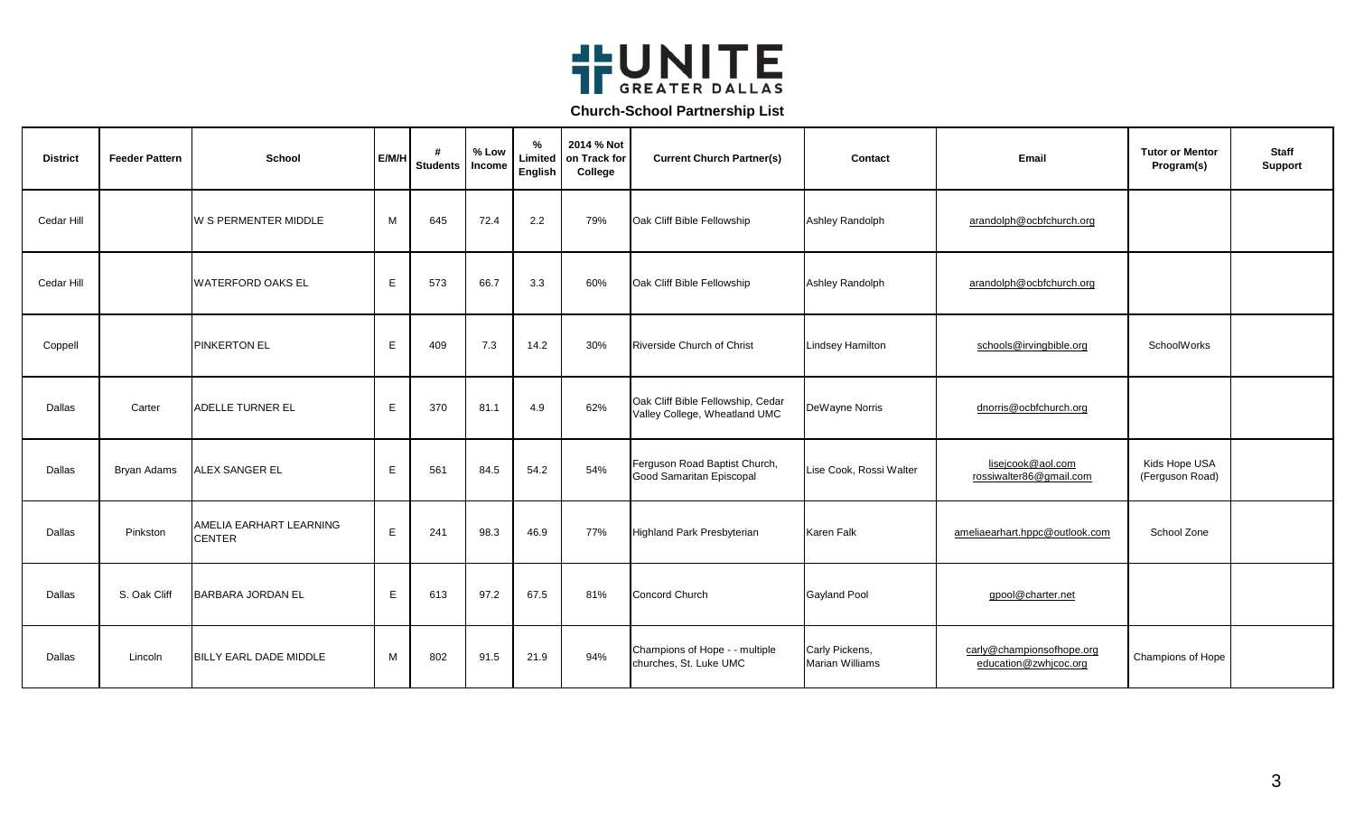# UNITE GREATER DALLAS

## Church-School Partnership List

| District | Feeder Pattern | School | E/M/H | # Students | % Low Income | % Limited English | 2014 % Not on Track for College | Current Church Partner(s) | Contact | Email | Tutor or Mentor Program(s) | Staff Support |
|---|---|---|---|---|---|---|---|---|---|---|---|---|
| Cedar Hill | | W S PERMENTER MIDDLE | M | 645 | 72.4 | 2.2 | 79% | Oak Cliff Bible Fellowship | Ashley Randolph | arandolph@ocbfchurch.org | | |
| Cedar Hill | | WATERFORD OAKS EL | E | 573 | 66.7 | 3.3 | 60% | Oak Cliff Bible Fellowship | Ashley Randolph | arandolph@ocbfchurch.org | | |
| Coppell | | PINKERTON EL | E | 409 | 7.3 | 14.2 | 30% | Riverside Church of Christ | Lindsey Hamilton | schools@irvingbible.org | SchoolWorks | |
| Dallas | Carter | ADELLE TURNER EL | E | 370 | 81.1 | 4.9 | 62% | Oak Cliff Bible Fellowship, Cedar Valley College, Wheatland UMC | DeWayne Norris | dnorris@ocbfchurch.org | | |
| Dallas | Bryan Adams | ALEX SANGER EL | E | 561 | 84.5 | 54.2 | 54% | Ferguson Road Baptist Church, Good Samaritan Episcopal | Lise Cook, Rossi Walter | lisejcook@aol.com rossiwalter86@gmail.com | Kids Hope USA (Ferguson Road) | |
| Dallas | Pinkston | AMELIA EARHART LEARNING CENTER | E | 241 | 98.3 | 46.9 | 77% | Highland Park Presbyterian | Karen Falk | ameliaearhart.hppc@outlook.com | School Zone | |
| Dallas | S. Oak Cliff | BARBARA JORDAN EL | E | 613 | 97.2 | 67.5 | 81% | Concord Church | Gayland Pool | gpool@charter.net | | |
| Dallas | Lincoln | BILLY EARL DADE MIDDLE | M | 802 | 91.5 | 21.9 | 94% | Champions of Hope - - multiple churches, St. Luke UMC | Carly Pickens, Marian Williams | carly@championsofhope.org education@zwhjcoc.org | Champions of Hope | |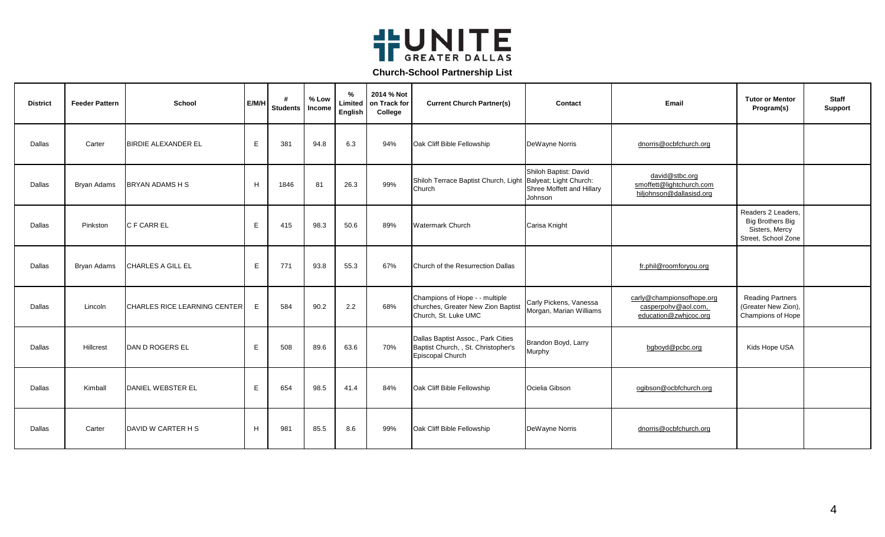# UNITE GREATER DALLAS

## Church-School Partnership List

| District | Feeder Pattern | School | E/M/H | # Students | % Low Income | % Limited English | 2014 % Not on Track for College | Current Church Partner(s) | Contact | Email | Tutor or Mentor Program(s) | Staff Support |
|---|---|---|---|---|---|---|---|---|---|---|---|---|
| Dallas | Carter | BIRDIE ALEXANDER EL | E | 381 | 94.8 | 6.3 | 94% | Oak Cliff Bible Fellowship | DeWayne Norris | dnorris@ocbfchurch.org | | |
| Dallas | Bryan Adams | BRYAN ADAMS H S | H | 1846 | 81 | 26.3 | 99% | Shiloh Terrace Baptist Church, Light Church | Shiloh Baptist: David Balyeat; Light Church: Shree Moffett and Hillary Johnson | david@stbc.org smoffett@lightchurch.com hiljohnson@dallasisd.org | | |
| Dallas | Pinkston | C F CARR EL | E | 415 | 98.3 | 50.6 | 89% | Watermark Church | Carisa Knight | | Readers 2 Leaders, Big Brothers Big Sisters, Mercy Street, School Zone | |
| Dallas | Bryan Adams | CHARLES A GILL EL | E | 771 | 93.8 | 55.3 | 67% | Church of the Resurrection Dallas | | fr.phil@roomforyou.org | | |
| Dallas | Lincoln | CHARLES RICE LEARNING CENTER | E | 584 | 90.2 | 2.2 | 68% | Champions of Hope - - multiple churches, Greater New Zion Baptist Church, St. Luke UMC | Carly Pickens, Vanessa Morgan, Marian Williams | carly@championsofhope.org casperpohv@aol.com, education@zwhjcoc.org | Reading Partners (Greater New Zion), Champions of Hope | |
| Dallas | Hillcrest | DAN D ROGERS EL | E | 508 | 89.6 | 63.6 | 70% | Dallas Baptist Assoc., Park Cities Baptist Church, , St. Christopher's Episcopal Church | Brandon Boyd, Larry Murphy | bgboyd@pcbc.org | Kids Hope USA | |
| Dallas | Kimball | DANIEL WEBSTER EL | E | 654 | 98.5 | 41.4 | 84% | Oak Cliff Bible Fellowship | Ocielia Gibson | ogibson@ocbfchurch.org | | |
| Dallas | Carter | DAVID W CARTER H S | H | 981 | 85.5 | 8.6 | 99% | Oak Cliff Bible Fellowship | DeWayne Norris | dnorris@ocbfchurch.org | | |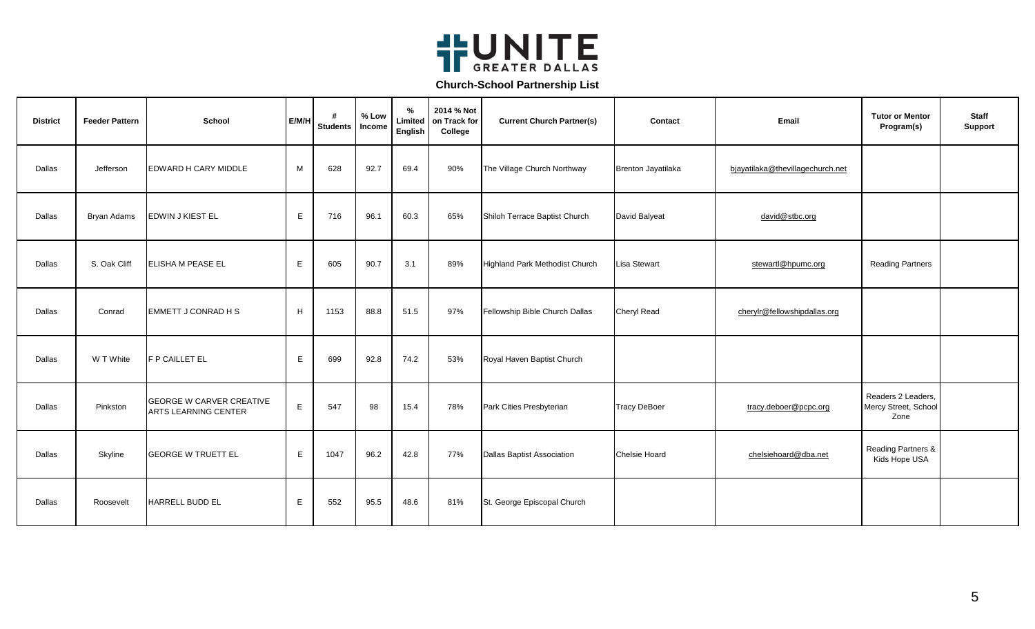# UNITE GREATER DALLAS

## Church-School Partnership List

| District | Feeder Pattern | School | E/M/H | # Students | % Low Income | % Limited English | 2014 % Not on Track for College | Current Church Partner(s) | Contact | Email | Tutor or Mentor Program(s) | Staff Support |
|---|---|---|---|---|---|---|---|---|---|---|---|---|
| Dallas | Jefferson | EDWARD H CARY MIDDLE | M | 628 | 92.7 | 69.4 | 90% | The Village Church Northway | Brenton Jayatilaka | bjayatilaka@thevillagechurch.net | | |
| Dallas | Bryan Adams | EDWIN J KIEST EL | E | 716 | 96.1 | 60.3 | 65% | Shiloh Terrace Baptist Church | David Balyeat | david@stbc.org | | |
| Dallas | S. Oak Cliff | ELISHA M PEASE EL | E | 605 | 90.7 | 3.1 | 89% | Highland Park Methodist Church | Lisa Stewart | stewartl@hpumc.org | Reading Partners | |
| Dallas | Conrad | EMMETT J CONRAD H S | H | 1153 | 88.8 | 51.5 | 97% | Fellowship Bible Church Dallas | Cheryl Read | cherylr@fellowshipdallas.org | | |
| Dallas | W T White | F P CAILLET EL | E | 699 | 92.8 | 74.2 | 53% | Royal Haven Baptist Church | | | | |
| Dallas | Pinkston | GEORGE W CARVER CREATIVE ARTS LEARNING CENTER | E | 547 | 98 | 15.4 | 78% | Park Cities Presbyterian | Tracy DeBoer | tracy.deboer@pcpc.org | Readers 2 Leaders, Mercy Street, School Zone | |
| Dallas | Skyline | GEORGE W TRUETT EL | E | 1047 | 96.2 | 42.8 | 77% | Dallas Baptist Association | Chelsie Hoard | chelsiehoard@dba.net | Reading Partners & Kids Hope USA | |
| Dallas | Roosevelt | HARRELL BUDD EL | E | 552 | 95.5 | 48.6 | 81% | St. George Episcopal Church | | | | |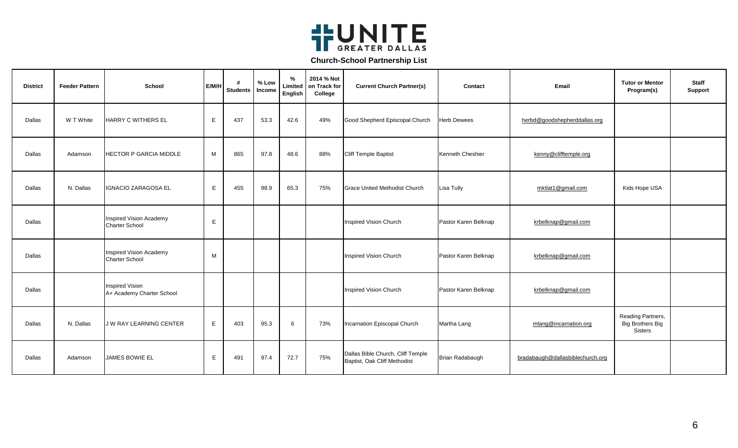# UNITE GREATER DALLAS

## Church-School Partnership List

| District | Feeder Pattern | School | E/M/H | # Students | % Low Income | % Limited English | 2014 % Not on Track for College | Current Church Partner(s) | Contact | Email | Tutor or Mentor Program(s) | Staff Support |
|---|---|---|---|---|---|---|---|---|---|---|---|---|
| Dallas | W T White | HARRY C WITHERS EL | E | 437 | 53.3 | 42.6 | 49% | Good Shepherd Episcopal Church | Herb Dewees | herbd@goodshepherddallas.org | | |
| Dallas | Adamson | HECTOR P GARCIA MIDDLE | M | 865 | 97.8 | 48.6 | 88% | Cliff Temple Baptist | Kenneth Cheshier | kenny@clifftemple.org | | |
| Dallas | N. Dallas | IGNACIO ZARAGOSA EL | E | 455 | 98.9 | 65.3 | 75% | Grace United Methodist Church | Lisa Tully | mktlat1@gmail.com | Kids Hope USA | |
| Dallas | | Inspired Vision Academy Charter School | E | | | | | Inspired Vision Church | Pastor Karen Belknap | krbelknap@gmail.com | | |
| Dallas | | Inspired Vision Academy Charter School | M | | | | | Inspired Vision Church | Pastor Karen Belknap | krbelknap@gmail.com | | |
| Dallas | | Inspired Vision A+ Academy Charter School | | | | | | Inspired Vision Church | Pastor Karen Belknap | krbelknap@gmail.com | | |
| Dallas | N. Dallas | J W RAY LEARNING CENTER | E | 403 | 95.3 | 6 | 73% | Incarnation Episcopal Church | Martha Lang | mlang@incarnation.org | Reading Partners, Big Brothers Big Sisters | |
| Dallas | Adamson | JAMES BOWIE EL | E | 491 | 97.4 | 72.7 | 75% | Dallas Bible Church, Cliff Temple Baptist, Oak Cliff Methodist | Brian Radabaugh | bradabaugh@dallasbiblechurch.org | | |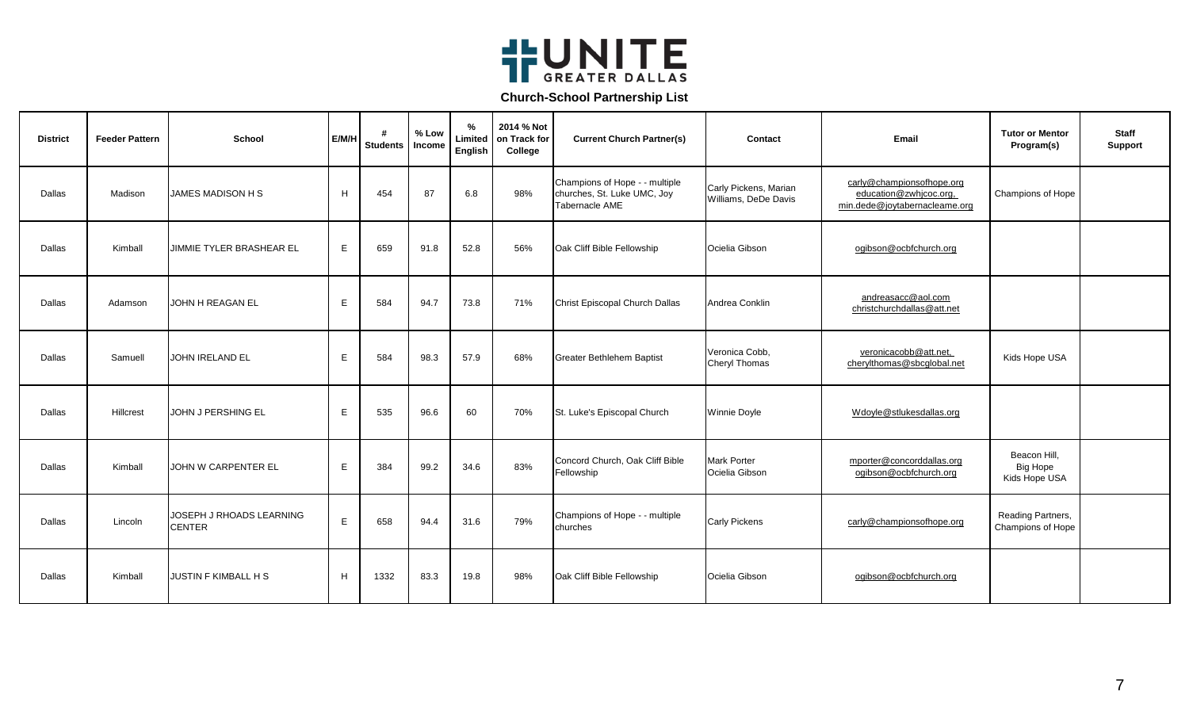# UNITE GREATER DALLAS

## Church-School Partnership List

| District | Feeder Pattern | School | E/M/H | # Students | % Low Income | % Limited English | 2014 % Not on Track for College | Current Church Partner(s) | Contact | Email | Tutor or Mentor Program(s) | Staff Support |
|---|---|---|---|---|---|---|---|---|---|---|---|---|
| Dallas | Madison | JAMES MADISON H S | H | 454 | 87 | 6.8 | 98% | Champions of Hope - - multiple churches, St. Luke UMC, Joy Tabernacle AME | Carly Pickens, Marian Williams, DeDe Davis | carly@championsofhope.org education@zwhjcoc.org, min.dede@joytabernacleame.org | Champions of Hope | |
| Dallas | Kimball | JIMMIE TYLER BRASHEAR EL | E | 659 | 91.8 | 52.8 | 56% | Oak Cliff Bible Fellowship | Ocielia Gibson | ogibson@ocbfchurch.org | | |
| Dallas | Adamson | JOHN H REAGAN EL | E | 584 | 94.7 | 73.8 | 71% | Christ Episcopal Church Dallas | Andrea Conklin | andreasacc@aol.com christchurchdallas@att.net | | |
| Dallas | Samuell | JOHN IRELAND EL | E | 584 | 98.3 | 57.9 | 68% | Greater Bethlehem Baptist | Veronica Cobb, Cheryl Thomas | veronicacobb@att.net, cherylthomas@sbcglobal.net | Kids Hope USA | |
| Dallas | Hillcrest | JOHN J PERSHING EL | E | 535 | 96.6 | 60 | 70% | St. Luke's Episcopal Church | Winnie Doyle | Wdoyle@stlukesdallas.org | | |
| Dallas | Kimball | JOHN W CARPENTER EL | E | 384 | 99.2 | 34.6 | 83% | Concord Church, Oak Cliff Bible Fellowship | Mark Porter Ocielia Gibson | mporter@concorddallas.org ogibson@ocbfchurch.org | Beacon Hill, Big Hope Kids Hope USA | |
| Dallas | Lincoln | JOSEPH J RHOADS LEARNING CENTER | E | 658 | 94.4 | 31.6 | 79% | Champions of Hope - - multiple churches | Carly Pickens | carly@championsofhope.org | Reading Partners, Champions of Hope | |
| Dallas | Kimball | JUSTIN F KIMBALL H S | H | 1332 | 83.3 | 19.8 | 98% | Oak Cliff Bible Fellowship | Ocielia Gibson | ogibson@ocbfchurch.org | | |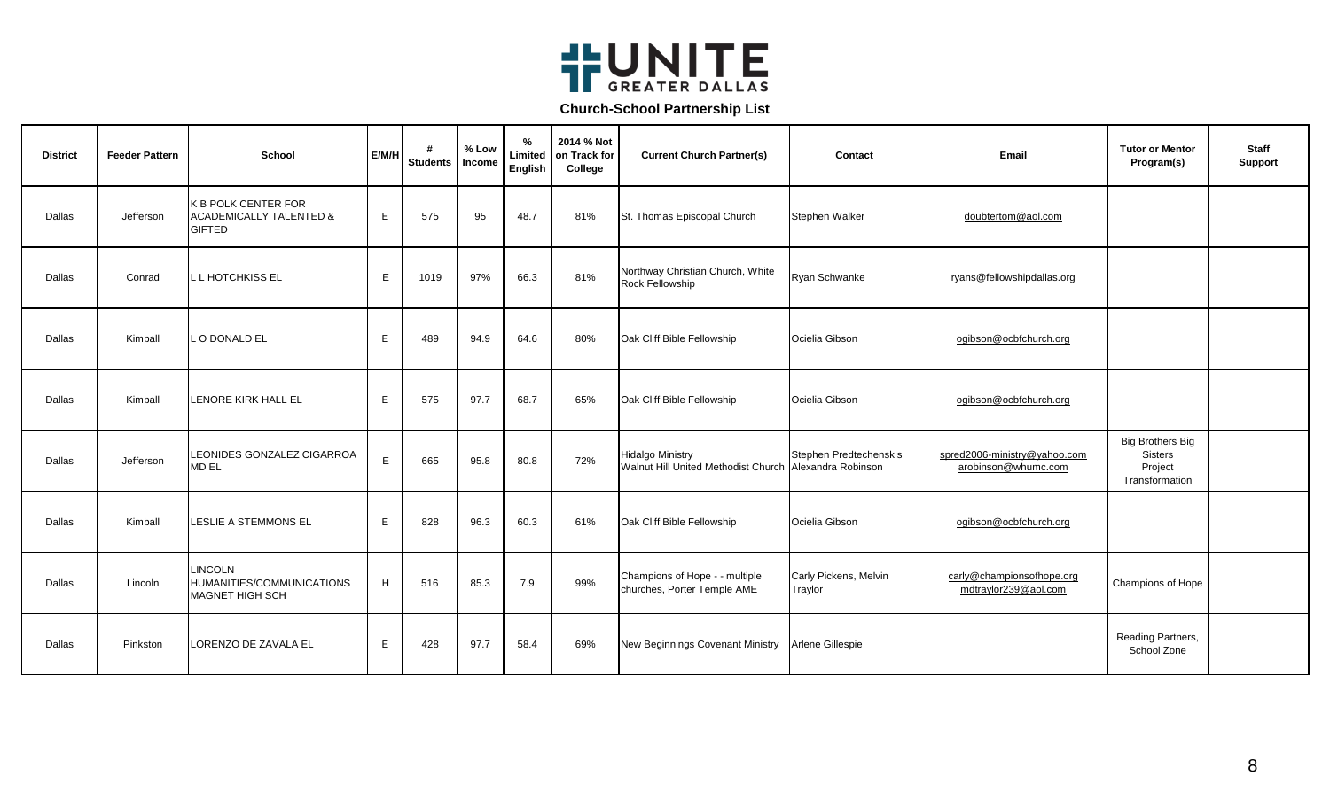UNITE GREATER DALLAS

**Church-School Partnership List**

| District | Feeder Pattern | School | E/M/H | # Students | % Low Income | % Limited English | 2014 % Not on Track for College | Current Church Partner(s) | Contact | Email | Tutor or Mentor Program(s) | Staff Support |
|---|---|---|---|---|---|---|---|---|---|---|---|---|
| Dallas | Jefferson | K B POLK CENTER FOR ACADEMICALLY TALENTED & GIFTED | E | 575 | 95 | 48.7 | 81% | St. Thomas Episcopal Church | Stephen Walker | doubtertom@aol.com | | |
| Dallas | Conrad | L L HOTCHKISS EL | E | 1019 | 97% | 66.3 | 81% | Northway Christian Church, White Rock Fellowship | Ryan Schwanke | ryans@fellowshipdallas.org | | |
| Dallas | Kimball | L O DONALD EL | E | 489 | 94.9 | 64.6 | 80% | Oak Cliff Bible Fellowship | Ocielia Gibson | ogibson@ocbfchurch.org | | |
| Dallas | Kimball | LENORE KIRK HALL EL | E | 575 | 97.7 | 68.7 | 65% | Oak Cliff Bible Fellowship | Ocielia Gibson | ogibson@ocbfchurch.org | | |
| Dallas | Jefferson | LEONIDES GONZALEZ CIGARROA MD EL | E | 665 | 95.8 | 80.8 | 72% | Hidalgo Ministry<br>Walnut Hill United Methodist Church | Stephen Predtechenskis<br>Alexandra Robinson | spred2006-ministry@yahoo.com<br>arobinson@whumc.com | Big Brothers Big Sisters Project Transformation | |
| Dallas | Kimball | LESLIE A STEMMONS EL | E | 828 | 96.3 | 60.3 | 61% | Oak Cliff Bible Fellowship | Ocielia Gibson | ogibson@ocbfchurch.org | | |
| Dallas | Lincoln | LINCOLN HUMANITIES/COMMUNICATIONS MAGNET HIGH SCH | H | 516 | 85.3 | 7.9 | 99% | Champions of Hope - - multiple churches, Porter Temple AME | Carly Pickens, Melvin Traylor | carly@championsofhope.org<br>mdtraylor239@aol.com | Champions of Hope | |
| Dallas | Pinkston | LORENZO DE ZAVALA EL | E | 428 | 97.7 | 58.4 | 69% | New Beginnings Covenant Ministry | Arlene Gillespie | | Reading Partners, School Zone | |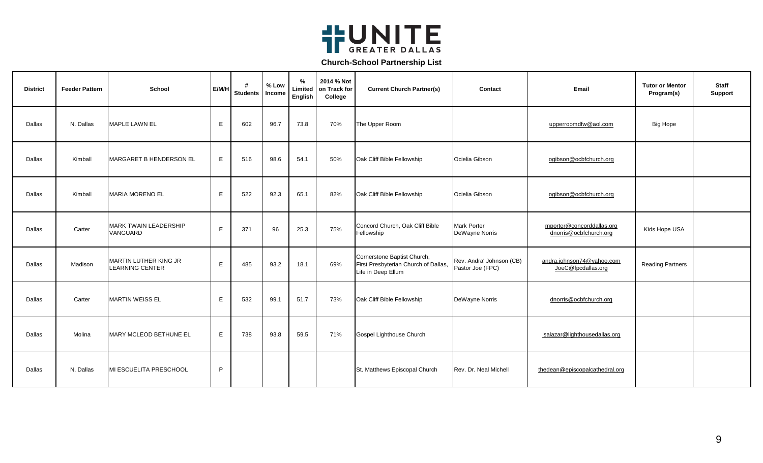# UNITE GREATER DALLAS

## Church-School Partnership List

| District | Feeder Pattern | School | E/M/H | # Students | % Low Income | % Limited English | 2014 % Not on Track for College | Current Church Partner(s) | Contact | Email | Tutor or Mentor Program(s) | Staff Support |
|---|---|---|---|---|---|---|---|---|---|---|---|---|
| Dallas | N. Dallas | MAPLE LAWN EL | E | 602 | 96.7 | 73.8 | 70% | The Upper Room | | upperroomdfw@aol.com | Big Hope | |
| Dallas | Kimball | MARGARET B HENDERSON EL | E | 516 | 98.6 | 54.1 | 50% | Oak Cliff Bible Fellowship | Ocielia Gibson | ogibson@ocbfchurch.org | | |
| Dallas | Kimball | MARIA MORENO EL | E | 522 | 92.3 | 65.1 | 82% | Oak Cliff Bible Fellowship | Ocielia Gibson | ogibson@ocbfchurch.org | | |
| Dallas | Carter | MARK TWAIN LEADERSHIP VANGUARD | E | 371 | 96 | 25.3 | 75% | Concord Church, Oak Cliff Bible Fellowship | Mark Porter DeWayne Norris | mporter@concorddallas.org dnorris@ocbfchurch.org | Kids Hope USA | |
| Dallas | Madison | MARTIN LUTHER KING JR LEARNING CENTER | E | 485 | 93.2 | 18.1 | 69% | Cornerstone Baptist Church, First Presbyterian Church of Dallas, Life in Deep Ellum | Rev. Andra' Johnson (CB) Pastor Joe (FPC) | andra.johnson74@yahoo.com JoeC@fpcdallas.org | Reading Partners | |
| Dallas | Carter | MARTIN WEISS EL | E | 532 | 99.1 | 51.7 | 73% | Oak Cliff Bible Fellowship | DeWayne Norris | dnorris@ocbfchurch.org | | |
| Dallas | Molina | MARY MCLEOD BETHUNE EL | E | 738 | 93.8 | 59.5 | 71% | Gospel Lighthouse Church | | isalazar@lighthousedallas.org | | |
| Dallas | N. Dallas | MI ESCUELITA PRESCHOOL | P | | | | | St. Matthews Episcopal Church | Rev. Dr. Neal Michell | thedean@episcopalcathedral.org | | |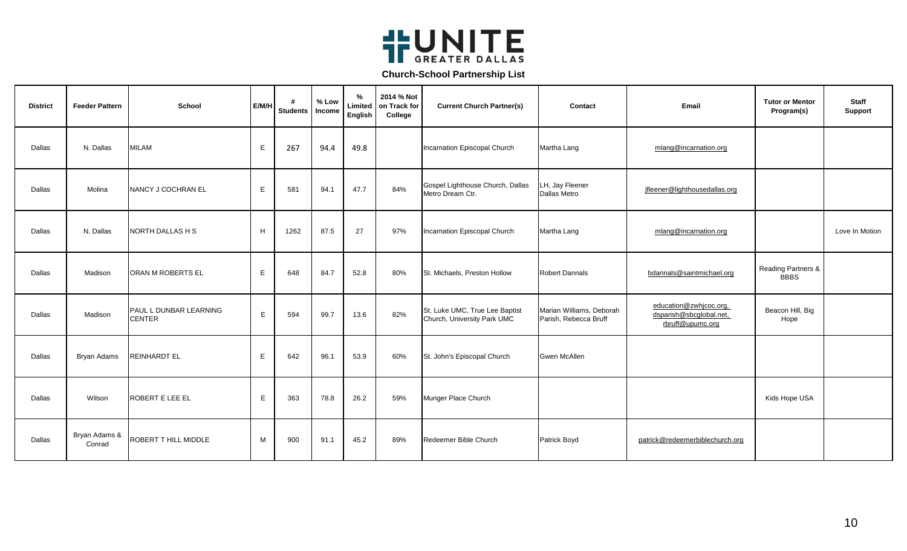# UNITE GREATER DALLAS

## Church-School Partnership List

| District | Feeder Pattern | School | E/M/H | # Students | % Low Income | % Limited English | 2014 % Not on Track for College | Current Church Partner(s) | Contact | Email | Tutor or Mentor Program(s) | Staff Support |
|---|---|---|---|---|---|---|---|---|---|---|---|---|
| Dallas | N. Dallas | MILAM | E | 267 | 94.4 | 49.8 | | Incarnation Episcopal Church | Martha Lang | mlang@incarnation.org | | |
| Dallas | Molina | NANCY J COCHRAN EL | E | 581 | 94.1 | 47.7 | 84% | Gospel Lighthouse Church, Dallas Metro Dream Ctr. | LH, Jay Fleener Dallas Metro | jfleener@lighthousedallas.org | | |
| Dallas | N. Dallas | NORTH DALLAS H S | H | 1262 | 87.5 | 27 | 97% | Incarnation Episcopal Church | Martha Lang | mlang@incarnation.org | | Love In Motion |
| Dallas | Madison | ORAN M ROBERTS EL | E | 648 | 84.7 | 52.8 | 80% | St. Michaels, Preston Hollow | Robert Dannals | bdannals@saintmichael.org | Reading Partners & BBBS | |
| Dallas | Madison | PAUL L DUNBAR LEARNING CENTER | E | 594 | 99.7 | 13.6 | 82% | St. Luke UMC, True Lee Baptist Church, University Park UMC | Marian Williams, Deborah Parish, Rebecca Bruff | education@zwhjcoc.org, dsparish@sbcglobal.net, rbruff@upumc.org | Beacon Hill, Big Hope | |
| Dallas | Bryan Adams | REINHARDT EL | E | 642 | 96.1 | 53.9 | 60% | St. John's Episcopal Church | Gwen McAllen | | | |
| Dallas | Wilson | ROBERT E LEE EL | E | 363 | 78.8 | 26.2 | 59% | Munger Place Church | | | Kids Hope USA | |
| Dallas | Bryan Adams & Conrad | ROBERT T HILL MIDDLE | M | 900 | 91.1 | 45.2 | 89% | Redeemer Bible Church | Patrick Boyd | patrick@redeemerbiblechurch.org | | |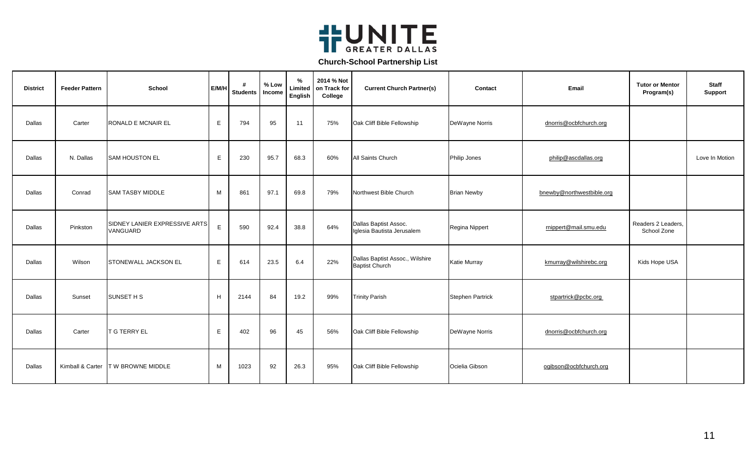UNITE GREATER DALLAS

## Church-School Partnership List

| District | Feeder Pattern | School | E/M/H | # Students | % Low Income | % Limited English | 2014 % Not on Track for College | Current Church Partner(s) | Contact | Email | Tutor or Mentor Program(s) | Staff Support |
|---|---|---|---|---|---|---|---|---|---|---|---|---|
| Dallas | Carter | RONALD E MCNAIR EL | E | 794 | 95 | 11 | 75% | Oak Cliff Bible Fellowship | DeWayne Norris | dnorris@ocbfchurch.org | | |
| Dallas | N. Dallas | SAM HOUSTON EL | E | 230 | 95.7 | 68.3 | 60% | All Saints Church | Philip Jones | philip@ascdallas.org | | Love In Motion |
| Dallas | Conrad | SAM TASBY MIDDLE | M | 861 | 97.1 | 69.8 | 79% | Northwest Bible Church | Brian Newby | bnewby@northwestbible.org | | |
| Dallas | Pinkston | SIDNEY LANIER EXPRESSIVE ARTS VANGUARD | E | 590 | 92.4 | 38.8 | 64% | Dallas Baptist Assoc. Iglesia Bautista Jerusalem | Regina Nippert | rnippert@mail.smu.edu | Readers 2 Leaders, School Zone | |
| Dallas | Wilson | STONEWALL JACKSON EL | E | 614 | 23.5 | 6.4 | 22% | Dallas Baptist Assoc., Wilshire Baptist Church | Katie Murray | kmurray@wilshirebc.org | Kids Hope USA | |
| Dallas | Sunset | SUNSET H S | H | 2144 | 84 | 19.2 | 99% | Trinity Parish | Stephen Partrick | stpartrick@pcbc.org | | |
| Dallas | Carter | T G TERRY EL | E | 402 | 96 | 45 | 56% | Oak Cliff Bible Fellowship | DeWayne Norris | dnorris@ocbfchurch.org | | |
| Dallas | Kimball & Carter | T W BROWNE MIDDLE | M | 1023 | 92 | 26.3 | 95% | Oak Cliff Bible Fellowship | Ocielia Gibson | ogibson@ocbfchurch.org | | |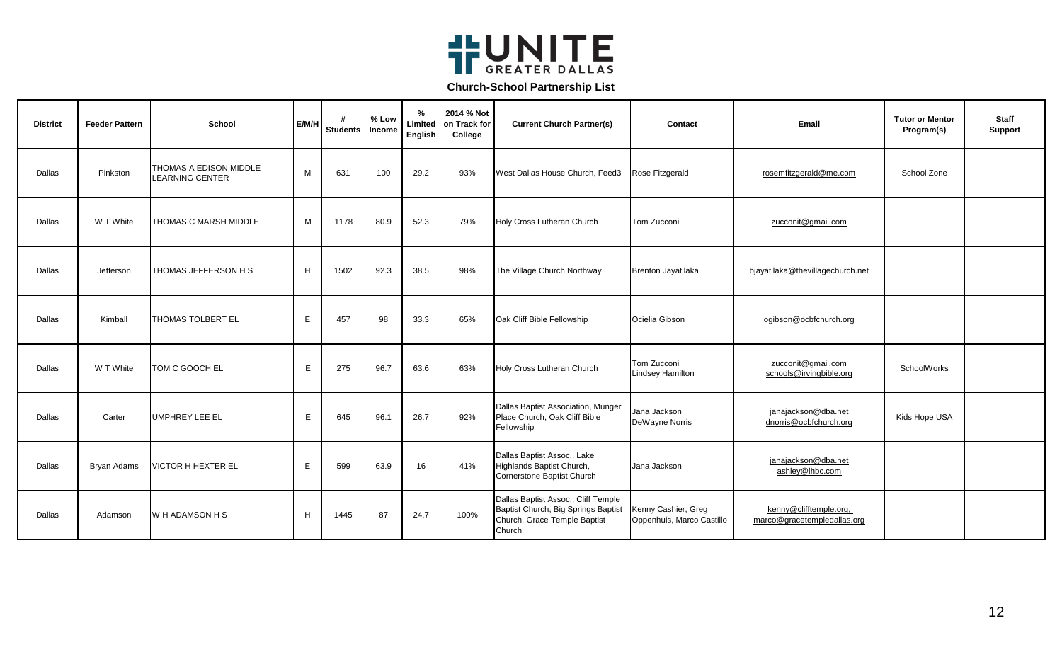# UNITE GREATER DALLAS

## Church-School Partnership List

| District | Feeder Pattern | School | E/M/H | # Students | % Low Income | % Limited English | 2014 % Not on Track for College | Current Church Partner(s) | Contact | Email | Tutor or Mentor Program(s) | Staff Support |
|---|---|---|---|---|---|---|---|---|---|---|---|---|
| Dallas | Pinkston | THOMAS A EDISON MIDDLE LEARNING CENTER | M | 631 | 100 | 29.2 | 93% | West Dallas House Church, Feed3 | Rose Fitzgerald | rosemfitzgerald@me.com | School Zone | |
| Dallas | W T White | THOMAS C MARSH MIDDLE | M | 1178 | 80.9 | 52.3 | 79% | Holy Cross Lutheran Church | Tom Zucconi | zucconit@gmail.com | | |
| Dallas | Jefferson | THOMAS JEFFERSON H S | H | 1502 | 92.3 | 38.5 | 98% | The Village Church Northway | Brenton Jayatilaka | bjayatilaka@thevillagechurch.net | | |
| Dallas | Kimball | THOMAS TOLBERT EL | E | 457 | 98 | 33.3 | 65% | Oak Cliff Bible Fellowship | Ocielia Gibson | ogibson@ocbfchurch.org | | |
| Dallas | W T White | TOM C GOOCH EL | E | 275 | 96.7 | 63.6 | 63% | Holy Cross Lutheran Church | Tom Zucconi Lindsey Hamilton | zucconit@gmail.com schools@irvingbible.org | SchoolWorks | |
| Dallas | Carter | UMPHREY LEE EL | E | 645 | 96.1 | 26.7 | 92% | Dallas Baptist Association, Munger Place Church, Oak Cliff Bible Fellowship | Jana Jackson DeWayne Norris | janajackson@dba.net dnorris@ocbfchurch.org | Kids Hope USA | |
| Dallas | Bryan Adams | VICTOR H HEXTER EL | E | 599 | 63.9 | 16 | 41% | Dallas Baptist Assoc., Lake Highlands Baptist Church, Cornerstone Baptist Church | Jana Jackson | janajackson@dba.net ashley@lhbc.com | | |
| Dallas | Adamson | W H ADAMSON H S | H | 1445 | 87 | 24.7 | 100% | Dallas Baptist Assoc., Cliff Temple Baptist Church, Big Springs Baptist Church, Grace Temple Baptist Church | Kenny Cashier, Greg Oppenhuis, Marco Castillo | kenny@clifftemple.org, marco@gracetempledallas.org | | |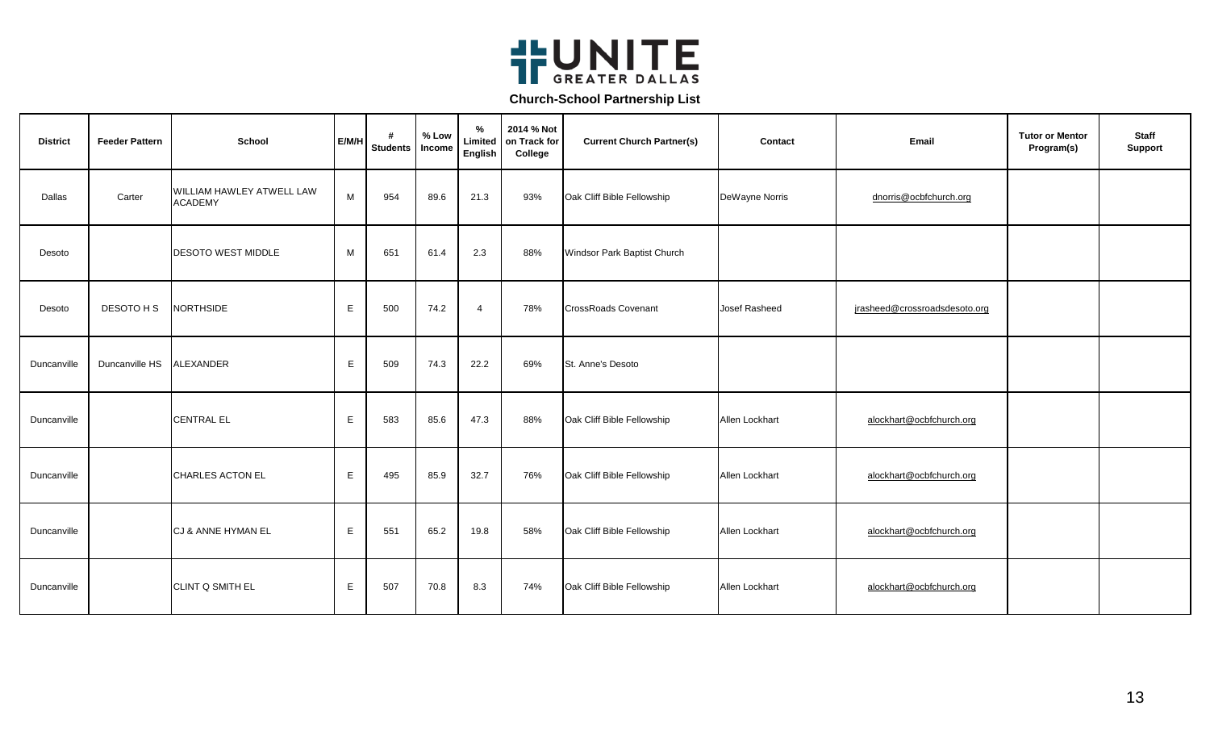# UNITE GREATER DALLAS

## Church-School Partnership List

| District | Feeder Pattern | School | E/M/H | # Students | % Low Income | % Limited English | 2014 % Not on Track for College | Current Church Partner(s) | Contact | Email | Tutor or Mentor Program(s) | Staff Support |
|---|---|---|---|---|---|---|---|---|---|---|---|---|
| Dallas | Carter | WILLIAM HAWLEY ATWELL LAW ACADEMY | M | 954 | 89.6 | 21.3 | 93% | Oak Cliff Bible Fellowship | DeWayne Norris | dnorris@ocbfchurch.org | | |
| Desoto | | DESOTO WEST MIDDLE | M | 651 | 61.4 | 2.3 | 88% | Windsor Park Baptist Church | | | | |
| Desoto | DESOTO H S | NORTHSIDE | E | 500 | 74.2 | 4 | 78% | CrossRoads Covenant | Josef Rasheed | jrasheed@crossroadsdesoto.org | | |
| Duncanville | Duncanville HS | ALEXANDER | E | 509 | 74.3 | 22.2 | 69% | St. Anne's Desoto | | | | |
| Duncanville | | CENTRAL EL | E | 583 | 85.6 | 47.3 | 88% | Oak Cliff Bible Fellowship | Allen Lockhart | alockhart@ocbfchurch.org | | |
| Duncanville | | CHARLES ACTON EL | E | 495 | 85.9 | 32.7 | 76% | Oak Cliff Bible Fellowship | Allen Lockhart | alockhart@ocbfchurch.org | | |
| Duncanville | | CJ & ANNE HYMAN EL | E | 551 | 65.2 | 19.8 | 58% | Oak Cliff Bible Fellowship | Allen Lockhart | alockhart@ocbfchurch.org | | |
| Duncanville | | CLINT Q SMITH EL | E | 507 | 70.8 | 8.3 | 74% | Oak Cliff Bible Fellowship | Allen Lockhart | alockhart@ocbfchurch.org | | |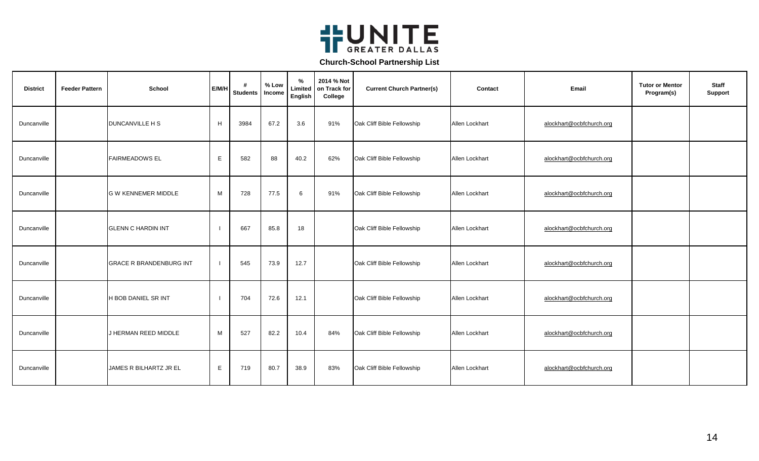# UNITE GREATER DALLAS

**Church-School Partnership List**

| District | Feeder Pattern | School | E/M/H | # Students | % Low Income | % Limited English | 2014 % Not on Track for College | Current Church Partner(s) | Contact | Email | Tutor or Mentor Program(s) | Staff Support |
|---|---|---|---|---|---|---|---|---|---|---|---|---|
| Duncanville | | DUNCANVILLE H S | H | 3984 | 67.2 | 3.6 | 91% | Oak Cliff Bible Fellowship | Allen Lockhart | alockhart@ocbfchurch.org | | |
| Duncanville | | FAIRMEADOWS EL | E | 582 | 88 | 40.2 | 62% | Oak Cliff Bible Fellowship | Allen Lockhart | alockhart@ocbfchurch.org | | |
| Duncanville | | G W KENNEMER MIDDLE | M | 728 | 77.5 | 6 | 91% | Oak Cliff Bible Fellowship | Allen Lockhart | alockhart@ocbfchurch.org | | |
| Duncanville | | GLENN C HARDIN INT | I | 667 | 85.8 | 18 | | Oak Cliff Bible Fellowship | Allen Lockhart | alockhart@ocbfchurch.org | | |
| Duncanville | | GRACE R BRANDENBURG INT | I | 545 | 73.9 | 12.7 | | Oak Cliff Bible Fellowship | Allen Lockhart | alockhart@ocbfchurch.org | | |
| Duncanville | | H BOB DANIEL SR INT | I | 704 | 72.6 | 12.1 | | Oak Cliff Bible Fellowship | Allen Lockhart | alockhart@ocbfchurch.org | | |
| Duncanville | | J HERMAN REED MIDDLE | M | 527 | 82.2 | 10.4 | 84% | Oak Cliff Bible Fellowship | Allen Lockhart | alockhart@ocbfchurch.org | | |
| Duncanville | | JAMES R BILHARTZ JR EL | E | 719 | 80.7 | 38.9 | 83% | Oak Cliff Bible Fellowship | Allen Lockhart | alockhart@ocbfchurch.org | | |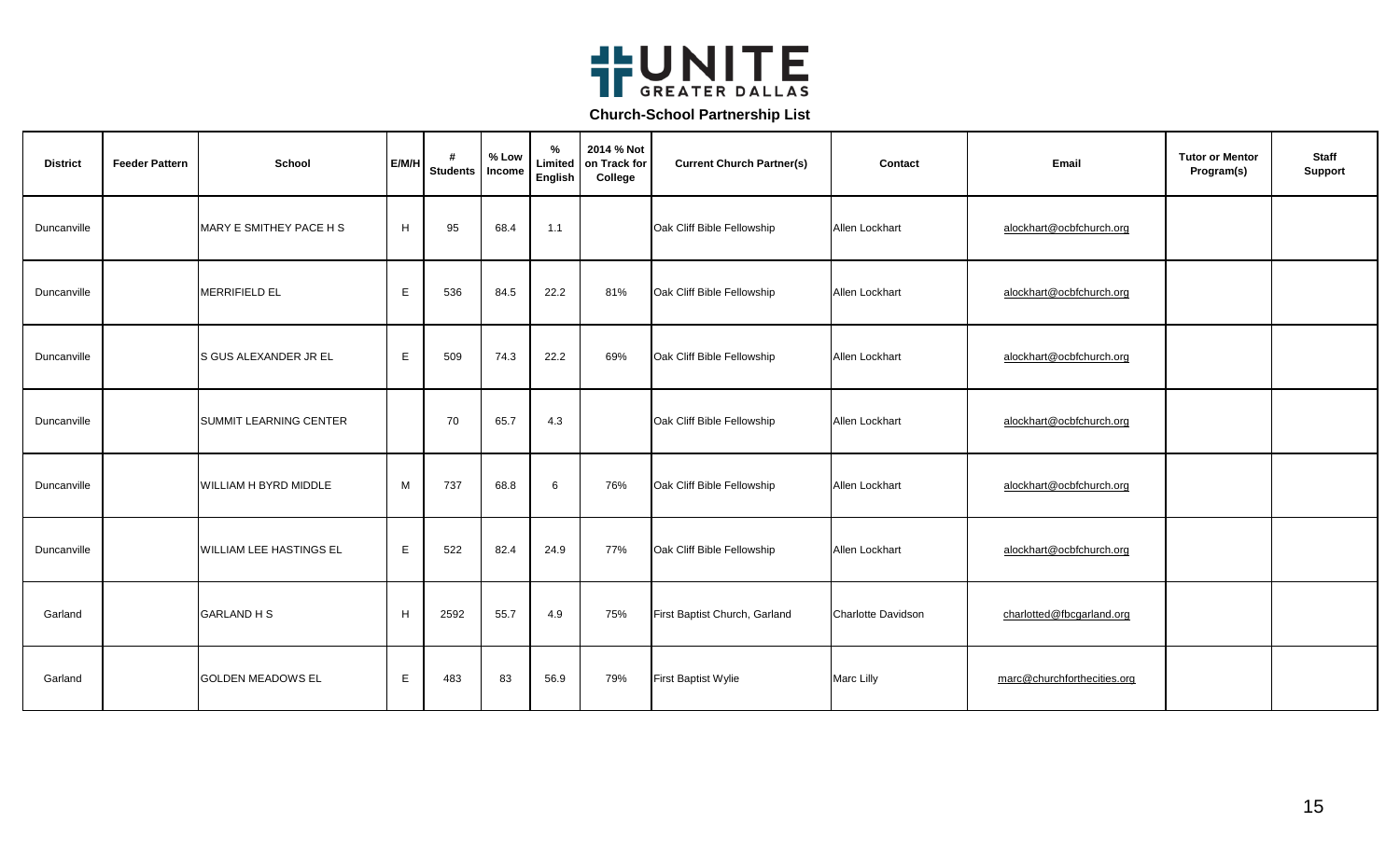# UNITE GREATER DALLAS

## Church-School Partnership List

| District | Feeder Pattern | School | E/M/H | # Students | % Low Income | % Limited English | 2014 % Not on Track for College | Current Church Partner(s) | Contact | Email | Tutor or Mentor Program(s) | Staff Support |
|---|---|---|---|---|---|---|---|---|---|---|---|---|
| Duncanville | | MARY E SMITHEY PACE H S | H | 95 | 68.4 | 1.1 | | Oak Cliff Bible Fellowship | Allen Lockhart | alockhart@ocbfchurch.org | | |
| Duncanville | | MERRIFIELD EL | E | 536 | 84.5 | 22.2 | 81% | Oak Cliff Bible Fellowship | Allen Lockhart | alockhart@ocbfchurch.org | | |
| Duncanville | | S GUS ALEXANDER JR EL | E | 509 | 74.3 | 22.2 | 69% | Oak Cliff Bible Fellowship | Allen Lockhart | alockhart@ocbfchurch.org | | |
| Duncanville | | SUMMIT LEARNING CENTER | | 70 | 65.7 | 4.3 | | Oak Cliff Bible Fellowship | Allen Lockhart | alockhart@ocbfchurch.org | | |
| Duncanville | | WILLIAM H BYRD MIDDLE | M | 737 | 68.8 | 6 | 76% | Oak Cliff Bible Fellowship | Allen Lockhart | alockhart@ocbfchurch.org | | |
| Duncanville | | WILLIAM LEE HASTINGS EL | E | 522 | 82.4 | 24.9 | 77% | Oak Cliff Bible Fellowship | Allen Lockhart | alockhart@ocbfchurch.org | | |
| Garland | | GARLAND H S | H | 2592 | 55.7 | 4.9 | 75% | First Baptist Church, Garland | Charlotte Davidson | charlotted@fbcgarland.org | | |
| Garland | | GOLDEN MEADOWS EL | E | 483 | 83 | 56.9 | 79% | First Baptist Wylie | Marc Lilly | marc@churchforthecities.org | | |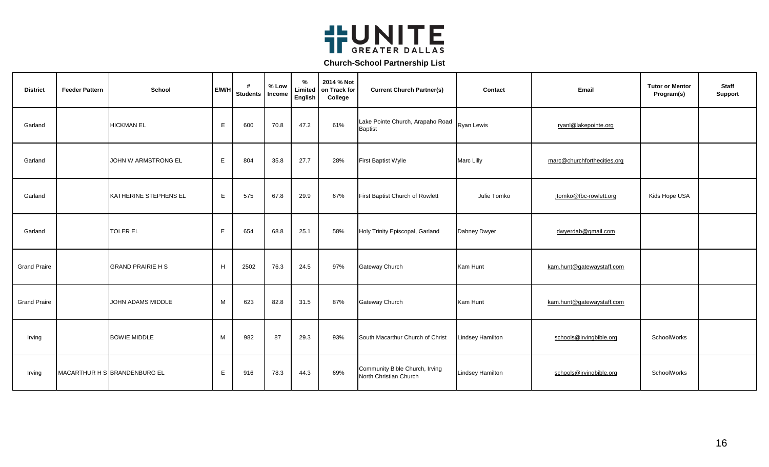UNITE GREATER DALLAS

## Church-School Partnership List

| District | Feeder Pattern | School | E/M/H | # Students | % Low Income | % Limited English | 2014 % Not on Track for College | Current Church Partner(s) | Contact | Email | Tutor or Mentor Program(s) | Staff Support |
|---|---|---|---|---|---|---|---|---|---|---|---|---|
| Garland | | HICKMAN EL | E | 600 | 70.8 | 47.2 | 61% | Lake Pointe Church, Arapaho Road Baptist | Ryan Lewis | ryanl@lakepointe.org | | |
| Garland | | JOHN W ARMSTRONG EL | E | 804 | 35.8 | 27.7 | 28% | First Baptist Wylie | Marc Lilly | marc@churchforthecities.org | | |
| Garland | | KATHERINE STEPHENS EL | E | 575 | 67.8 | 29.9 | 67% | First Baptist Church of Rowlett | Julie Tomko | jtomko@fbc-rowlett.org | Kids Hope USA | |
| Garland | | TOLER EL | E | 654 | 68.8 | 25.1 | 58% | Holy Trinity Episcopal, Garland | Dabney Dwyer | dwyerdab@gmail.com | | |
| Grand Praire | | GRAND PRAIRIE H S | H | 2502 | 76.3 | 24.5 | 97% | Gateway Church | Kam Hunt | kam.hunt@gatewaystaff.com | | |
| Grand Praire | | JOHN ADAMS MIDDLE | M | 623 | 82.8 | 31.5 | 87% | Gateway Church | Kam Hunt | kam.hunt@gatewaystaff.com | | |
| Irving | | BOWIE MIDDLE | M | 982 | 87 | 29.3 | 93% | South Macarthur Church of Christ | Lindsey Hamilton | schools@irvingbible.org | SchoolWorks | |
| Irving | MACARTHUR H S | BRANDENBURG EL | E | 916 | 78.3 | 44.3 | 69% | Community Bible Church, Irving North Christian Church | Lindsey Hamilton | schools@irvingbible.org | SchoolWorks | |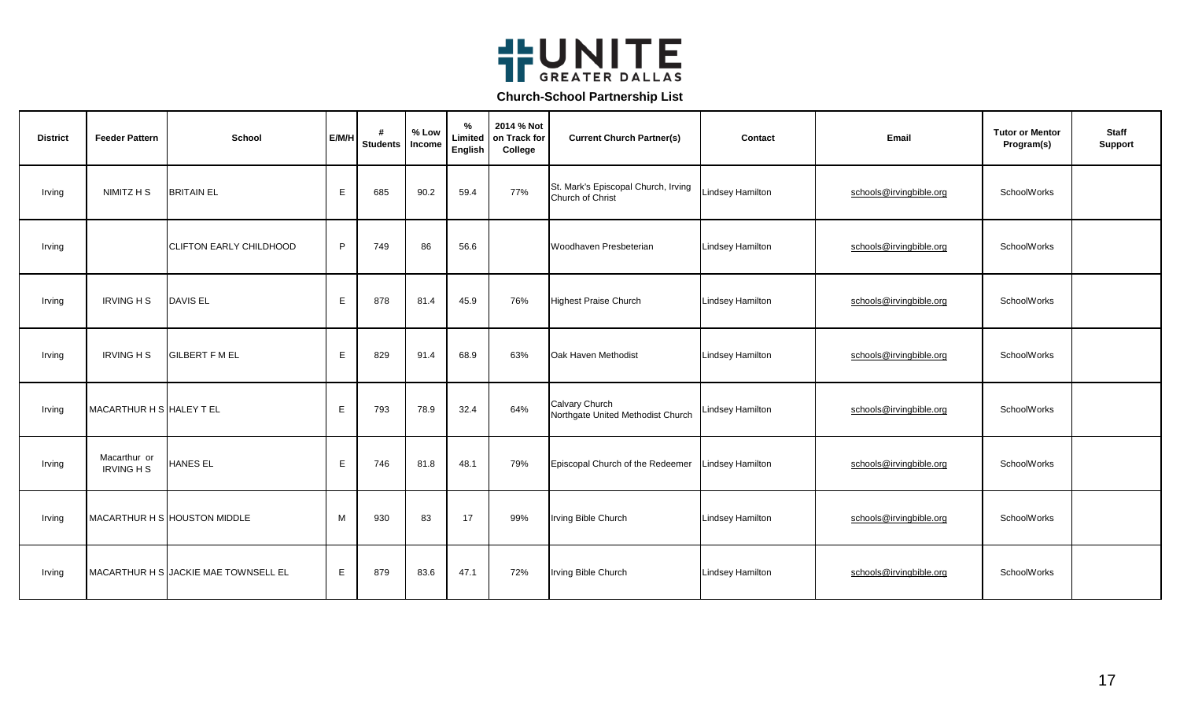# UNITE GREATER DALLAS

## Church-School Partnership List

| District | Feeder Pattern | School | E/M/H | # Students | % Low Income | % Limited English | 2014 % Not on Track for College | Current Church Partner(s) | Contact | Email | Tutor or Mentor Program(s) | Staff Support |
|---|---|---|---|---|---|---|---|---|---|---|---|---|
| Irving | NIMITZ H S | BRITAIN EL | E | 685 | 90.2 | 59.4 | 77% | St. Mark's Episcopal Church, Irving Church of Christ | Lindsey Hamilton | schools@irvingbible.org | SchoolWorks | |
| Irving | | CLIFTON EARLY CHILDHOOD | P | 749 | 86 | 56.6 | | Woodhaven Presbeterian | Lindsey Hamilton | schools@irvingbible.org | SchoolWorks | |
| Irving | IRVING H S | DAVIS EL | E | 878 | 81.4 | 45.9 | 76% | Highest Praise Church | Lindsey Hamilton | schools@irvingbible.org | SchoolWorks | |
| Irving | IRVING H S | GILBERT F M EL | E | 829 | 91.4 | 68.9 | 63% | Oak Haven Methodist | Lindsey Hamilton | schools@irvingbible.org | SchoolWorks | |
| Irving | MACARTHUR H S | HALEY T EL | E | 793 | 78.9 | 32.4 | 64% | Calvary Church Northgate United Methodist Church | Lindsey Hamilton | schools@irvingbible.org | SchoolWorks | |
| Irving | Macarthur or IRVING H S | HANES EL | E | 746 | 81.8 | 48.1 | 79% | Episcopal Church of the Redeemer | Lindsey Hamilton | schools@irvingbible.org | SchoolWorks | |
| Irving | MACARTHUR H S | HOUSTON MIDDLE | M | 930 | 83 | 17 | 99% | Irving Bible Church | Lindsey Hamilton | schools@irvingbible.org | SchoolWorks | |
| Irving | MACARTHUR H S | JACKIE MAE TOWNSELL EL | E | 879 | 83.6 | 47.1 | 72% | Irving Bible Church | Lindsey Hamilton | schools@irvingbible.org | SchoolWorks | |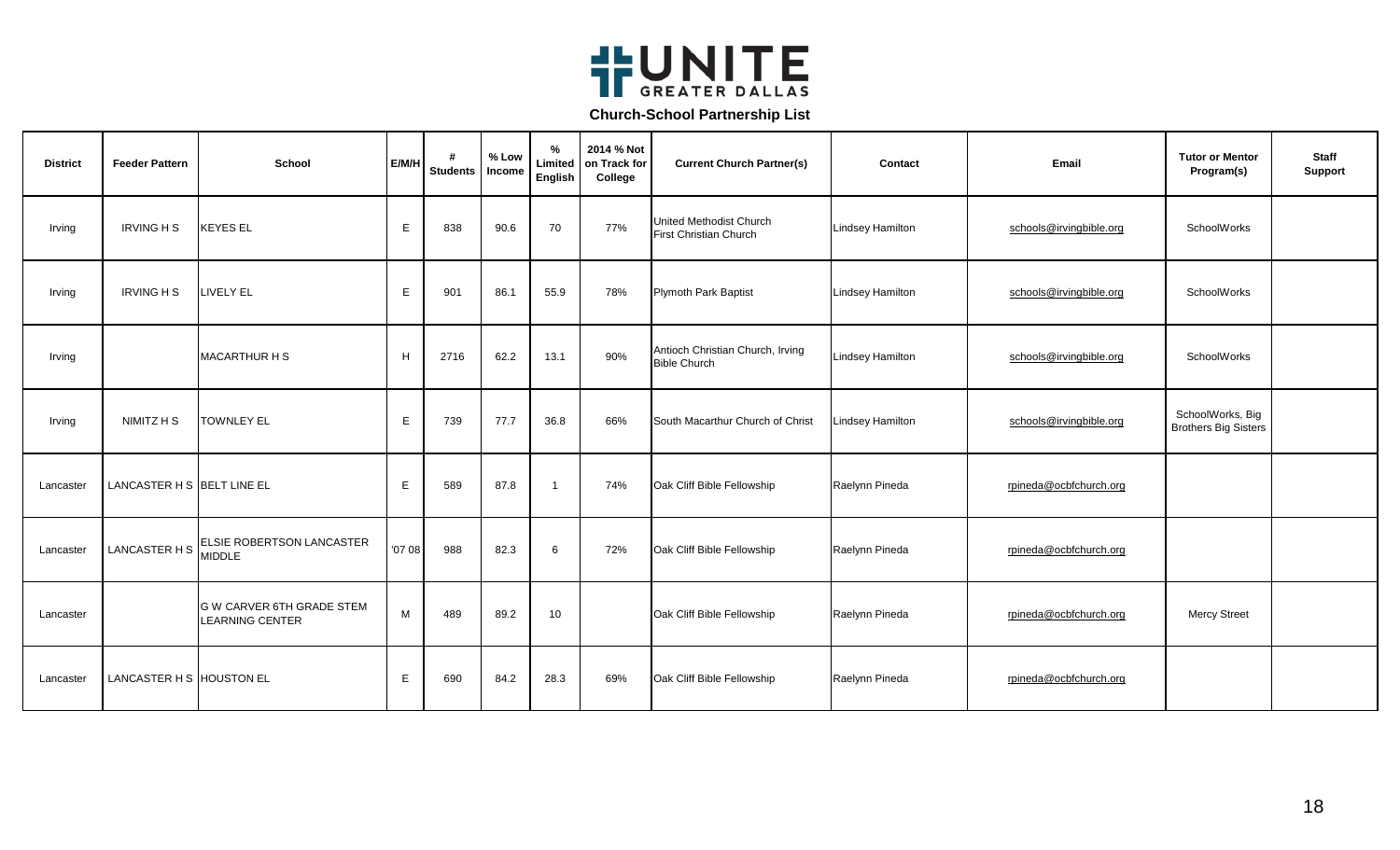# UNITE GREATER DALLAS

## Church-School Partnership List

| District | Feeder Pattern | School | E/M/H | # Students | % Low Income | % Limited English | 2014 % Not on Track for College | Current Church Partner(s) | Contact | Email | Tutor or Mentor Program(s) | Staff Support |
|---|---|---|---|---|---|---|---|---|---|---|---|---|
| Irving | IRVING H S | KEYES EL | E | 838 | 90.6 | 70 | 77% | United Methodist Church First Christian Church | Lindsey Hamilton | schools@irvingbible.org | SchoolWorks | |
| Irving | IRVING H S | LIVELY EL | E | 901 | 86.1 | 55.9 | 78% | Plymoth Park Baptist | Lindsey Hamilton | schools@irvingbible.org | SchoolWorks | |
| Irving | | MACARTHUR H S | H | 2716 | 62.2 | 13.1 | 90% | Antioch Christian Church, Irving Bible Church | Lindsey Hamilton | schools@irvingbible.org | SchoolWorks | |
| Irving | NIMITZ H S | TOWNLEY EL | E | 739 | 77.7 | 36.8 | 66% | South Macarthur Church of Christ | Lindsey Hamilton | schools@irvingbible.org | SchoolWorks, Big Brothers Big Sisters | |
| Lancaster | LANCASTER H S | BELT LINE EL | E | 589 | 87.8 | 1 | 74% | Oak Cliff Bible Fellowship | Raelynn Pineda | rpineda@ocbfchurch.org | | |
| Lancaster | LANCASTER H S | ELSIE ROBERTSON LANCASTER MIDDLE | '07 08 | 988 | 82.3 | 6 | 72% | Oak Cliff Bible Fellowship | Raelynn Pineda | rpineda@ocbfchurch.org | | |
| Lancaster | | G W CARVER 6TH GRADE STEM LEARNING CENTER | M | 489 | 89.2 | 10 | | Oak Cliff Bible Fellowship | Raelynn Pineda | rpineda@ocbfchurch.org | Mercy Street | |
| Lancaster | LANCASTER H S | HOUSTON EL | E | 690 | 84.2 | 28.3 | 69% | Oak Cliff Bible Fellowship | Raelynn Pineda | rpineda@ocbfchurch.org | | |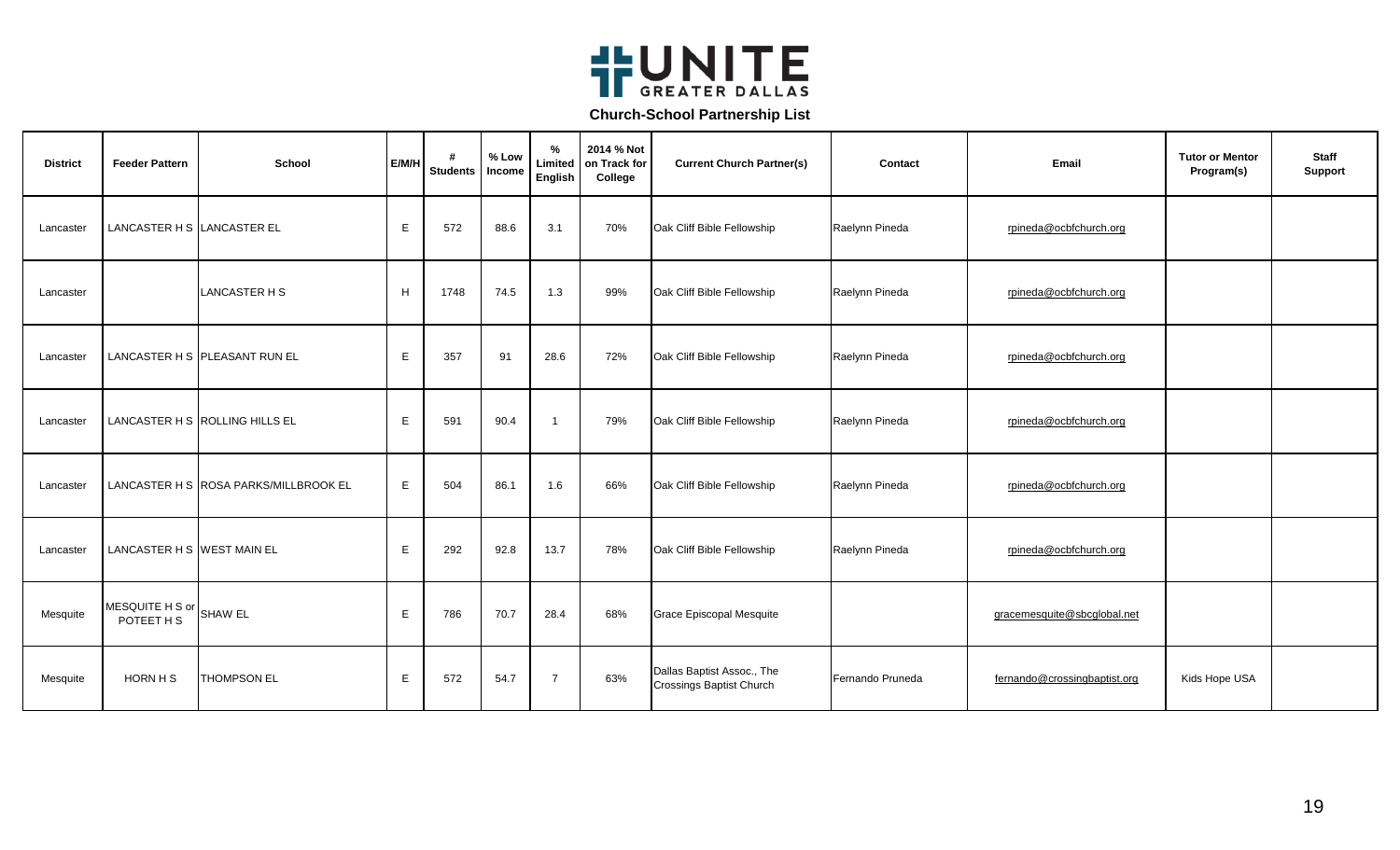**Church-School Partnership List**

| District | Feeder Pattern | School | E/M/H | # Students | % Low Income | % Limited English | 2014 % Not on Track for College | Current Church Partner(s) | Contact | Email | Tutor or Mentor Program(s) | Staff Support |
|---|---|---|---|---|---|---|---|---|---|---|---|---|
| Lancaster | LANCASTER H S | LANCASTER EL | E | 572 | 88.6 | 3.1 | 70% | Oak Cliff Bible Fellowship | Raelynn Pineda | rpineda@ocbfchurch.org | | |
| Lancaster | | LANCASTER H S | H | 1748 | 74.5 | 1.3 | 99% | Oak Cliff Bible Fellowship | Raelynn Pineda | rpineda@ocbfchurch.org | | |
| Lancaster | LANCASTER H S | PLEASANT RUN EL | E | 357 | 91 | 28.6 | 72% | Oak Cliff Bible Fellowship | Raelynn Pineda | rpineda@ocbfchurch.org | | |
| Lancaster | LANCASTER H S | ROLLING HILLS EL | E | 591 | 90.4 | 1 | 79% | Oak Cliff Bible Fellowship | Raelynn Pineda | rpineda@ocbfchurch.org | | |
| Lancaster | LANCASTER H S | ROSA PARKS/MILLBROOK EL | E | 504 | 86.1 | 1.6 | 66% | Oak Cliff Bible Fellowship | Raelynn Pineda | rpineda@ocbfchurch.org | | |
| Lancaster | LANCASTER H S | WEST MAIN EL | E | 292 | 92.8 | 13.7 | 78% | Oak Cliff Bible Fellowship | Raelynn Pineda | rpineda@ocbfchurch.org | | |
| Mesquite | MESQUITE H S or POTEET H S | SHAW EL | E | 786 | 70.7 | 28.4 | 68% | Grace Episcopal Mesquite | | gracemesquite@sbcglobal.net | | |
| Mesquite | HORN H S | THOMPSON EL | E | 572 | 54.7 | 7 | 63% | Dallas Baptist Assoc., The Crossings Baptist Church | Fernando Pruneda | fernando@crossingbaptist.org | Kids Hope USA | |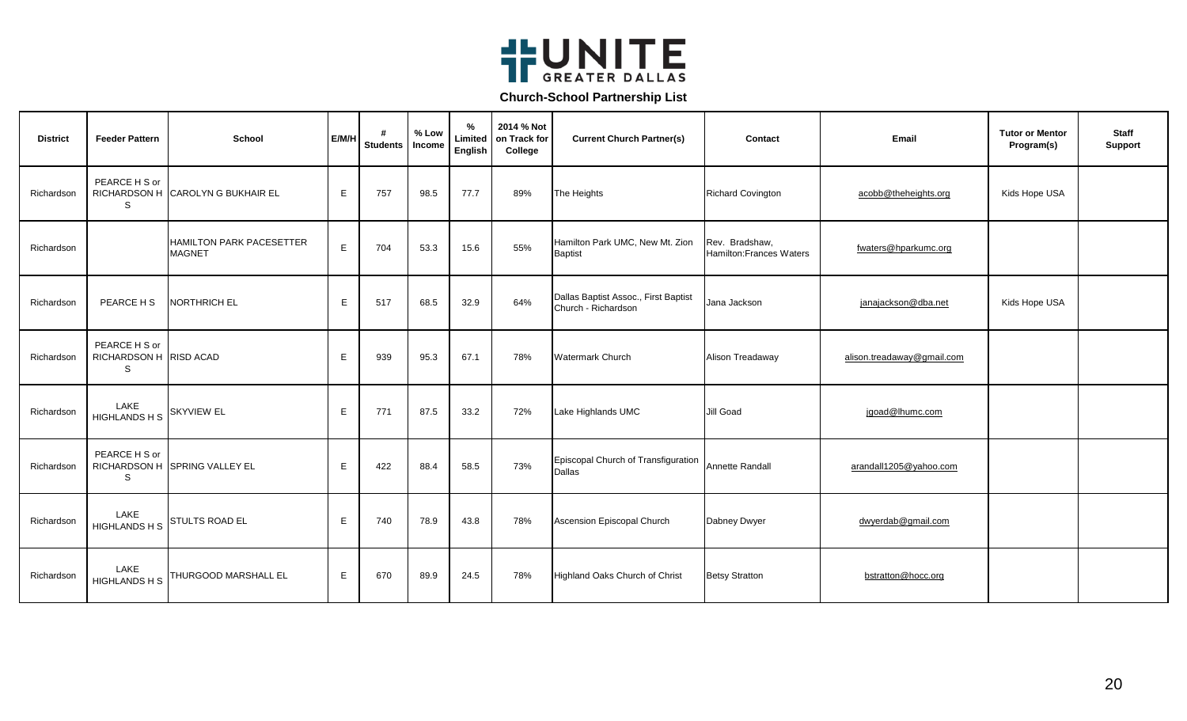# UNITE GREATER DALLAS

## Church-School Partnership List

| District | Feeder Pattern | School | E/M/H | # Students | % Low Income | % Limited English | 2014 % Not on Track for College | Current Church Partner(s) | Contact | Email | Tutor or Mentor Program(s) | Staff Support |
|---|---|---|---|---|---|---|---|---|---|---|---|---|
| Richardson | PEARCE H S or RICHARDSON H S | CAROLYN G BUKHAIR EL | E | 757 | 98.5 | 77.7 | 89% | The Heights | Richard Covington | acobb@theheights.org | Kids Hope USA | |
| Richardson | | HAMILTON PARK PACESETTER MAGNET | E | 704 | 53.3 | 15.6 | 55% | Hamilton Park UMC, New Mt. Zion Baptist | Rev. Bradshaw, Hamilton:Frances Waters | fwaters@hparkumc.org | | |
| Richardson | PEARCE H S | NORTHRICH EL | E | 517 | 68.5 | 32.9 | 64% | Dallas Baptist Assoc., First Baptist Church - Richardson | Jana Jackson | janajackson@dba.net | Kids Hope USA | |
| Richardson | PEARCE H S or RICHARDSON H S | RISD ACAD | E | 939 | 95.3 | 67.1 | 78% | Watermark Church | Alison Treadaway | alison.treadaway@gmail.com | | |
| Richardson | LAKE HIGHLANDS H S | SKYVIEW EL | E | 771 | 87.5 | 33.2 | 72% | Lake Highlands UMC | Jill Goad | jgoad@lhumc.com | | |
| Richardson | PEARCE H S or RICHARDSON H S | SPRING VALLEY EL | E | 422 | 88.4 | 58.5 | 73% | Episcopal Church of Transfiguration Dallas | Annette Randall | arandall1205@yahoo.com | | |
| Richardson | LAKE HIGHLANDS H S | STULTS ROAD EL | E | 740 | 78.9 | 43.8 | 78% | Ascension Episcopal Church | Dabney Dwyer | dwyerdab@gmail.com | | |
| Richardson | LAKE HIGHLANDS H S | THURGOOD MARSHALL EL | E | 670 | 89.9 | 24.5 | 78% | Highland Oaks Church of Christ | Betsy Stratton | bstratton@hocc.org | | |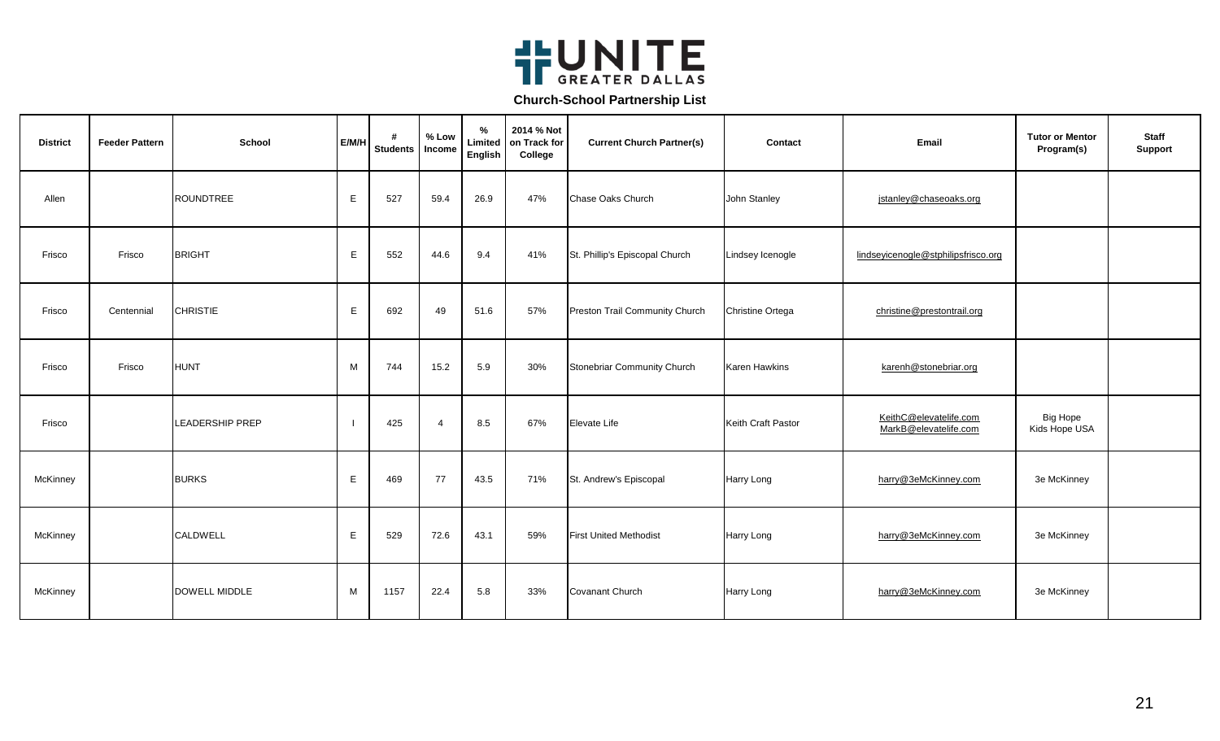UNITE GREATER DALLAS

## Church-School Partnership List

| District | Feeder Pattern | School | E/M/H | # Students | % Low Income | % Limited English | 2014 % Not on Track for College | Current Church Partner(s) | Contact | Email | Tutor or Mentor Program(s) | Staff Support |
|---|---|---|---|---|---|---|---|---|---|---|---|---|
| Allen | | ROUNDTREE | E | 527 | 59.4 | 26.9 | 47% | Chase Oaks Church | John Stanley | jstanley@chaseoaks.org | | |
| Frisco | Frisco | BRIGHT | E | 552 | 44.6 | 9.4 | 41% | St. Phillip's Episcopal Church | Lindsey Icenogle | lindseyicenogle@stphilipsfrisco.org | | |
| Frisco | Centennial | CHRISTIE | E | 692 | 49 | 51.6 | 57% | Preston Trail Community Church | Christine Ortega | christine@prestontrail.org | | |
| Frisco | Frisco | HUNT | M | 744 | 15.2 | 5.9 | 30% | Stonebriar Community Church | Karen Hawkins | karenh@stonebriar.org | | |
| Frisco | | LEADERSHIP PREP | I | 425 | 4 | 8.5 | 67% | Elevate Life | Keith Craft Pastor | KeithC@elevatelife.com MarkB@elevatelife.com | Big Hope Kids Hope USA | |
| McKinney | | BURKS | E | 469 | 77 | 43.5 | 71% | St. Andrew's Episcopal | Harry Long | harry@3eMcKinney.com | 3e McKinney | |
| McKinney | | CALDWELL | E | 529 | 72.6 | 43.1 | 59% | First United Methodist | Harry Long | harry@3eMcKinney.com | 3e McKinney | |
| McKinney | | DOWELL MIDDLE | M | 1157 | 22.4 | 5.8 | 33% | Covanant Church | Harry Long | harry@3eMcKinney.com | 3e McKinney | |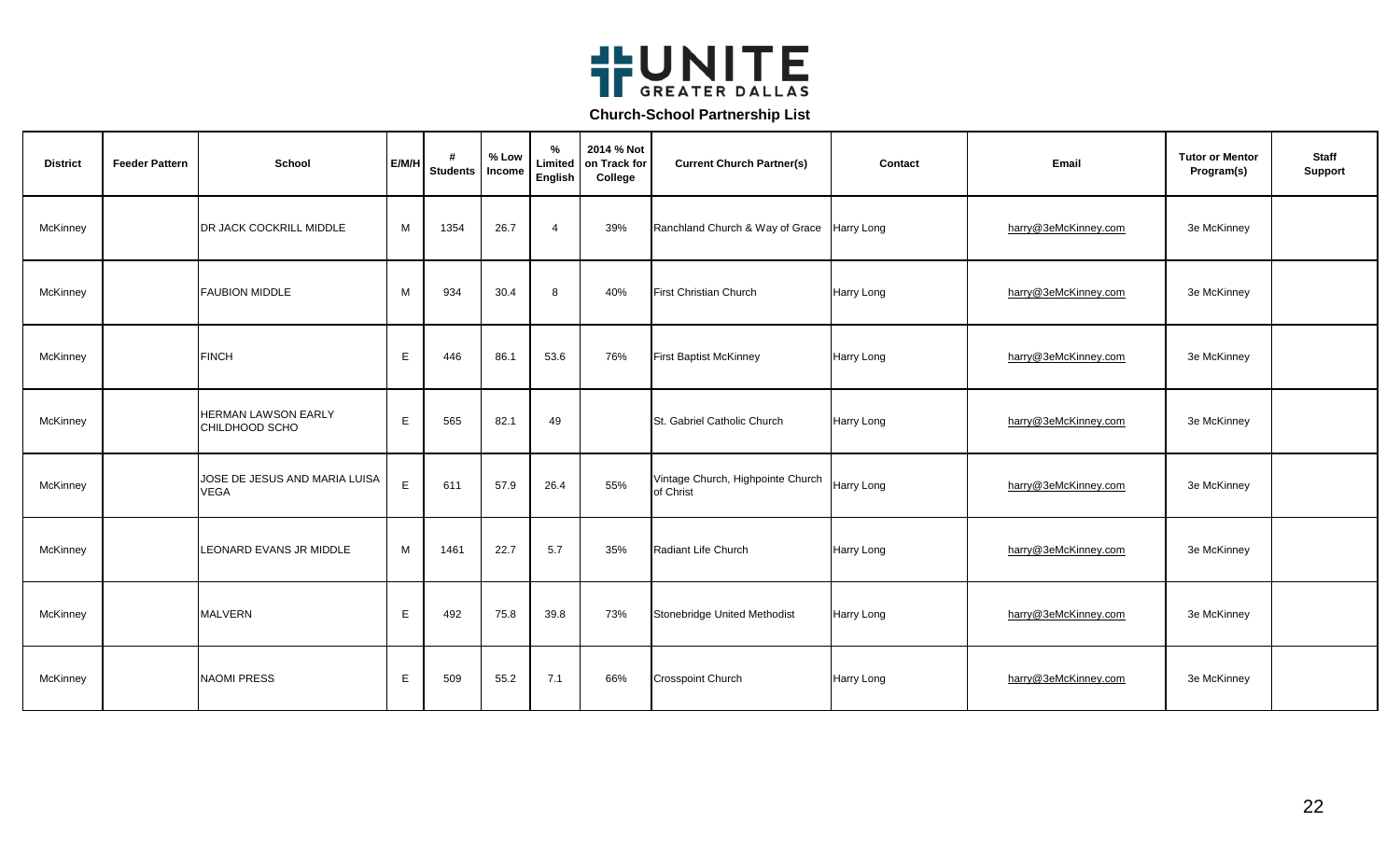# UNITE GREATER DALLAS

## Church-School Partnership List

| District | Feeder Pattern | School | E/M/H | # Students | % Low Income | % Limited English | 2014 % Not on Track for College | Current Church Partner(s) | Contact | Email | Tutor or Mentor Program(s) | Staff Support |
|---|---|---|---|---|---|---|---|---|---|---|---|---|
| McKinney | | DR JACK COCKRILL MIDDLE | M | 1354 | 26.7 | 4 | 39% | Ranchland Church & Way of Grace | Harry Long | harry@3eMcKinney.com | 3e McKinney | |
| McKinney | | FAUBION MIDDLE | M | 934 | 30.4 | 8 | 40% | First Christian Church | Harry Long | harry@3eMcKinney.com | 3e McKinney | |
| McKinney | | FINCH | E | 446 | 86.1 | 53.6 | 76% | First Baptist McKinney | Harry Long | harry@3eMcKinney.com | 3e McKinney | |
| McKinney | | HERMAN LAWSON EARLY CHILDHOOD SCHO | E | 565 | 82.1 | 49 | | St. Gabriel Catholic Church | Harry Long | harry@3eMcKinney.com | 3e McKinney | |
| McKinney | | JOSE DE JESUS AND MARIA LUISA VEGA | E | 611 | 57.9 | 26.4 | 55% | Vintage Church, Highpointe Church of Christ | Harry Long | harry@3eMcKinney.com | 3e McKinney | |
| McKinney | | LEONARD EVANS JR MIDDLE | M | 1461 | 22.7 | 5.7 | 35% | Radiant Life Church | Harry Long | harry@3eMcKinney.com | 3e McKinney | |
| McKinney | | MALVERN | E | 492 | 75.8 | 39.8 | 73% | Stonebridge United Methodist | Harry Long | harry@3eMcKinney.com | 3e McKinney | |
| McKinney | | NAOMI PRESS | E | 509 | 55.2 | 7.1 | 66% | Crosspoint Church | Harry Long | harry@3eMcKinney.com | 3e McKinney | |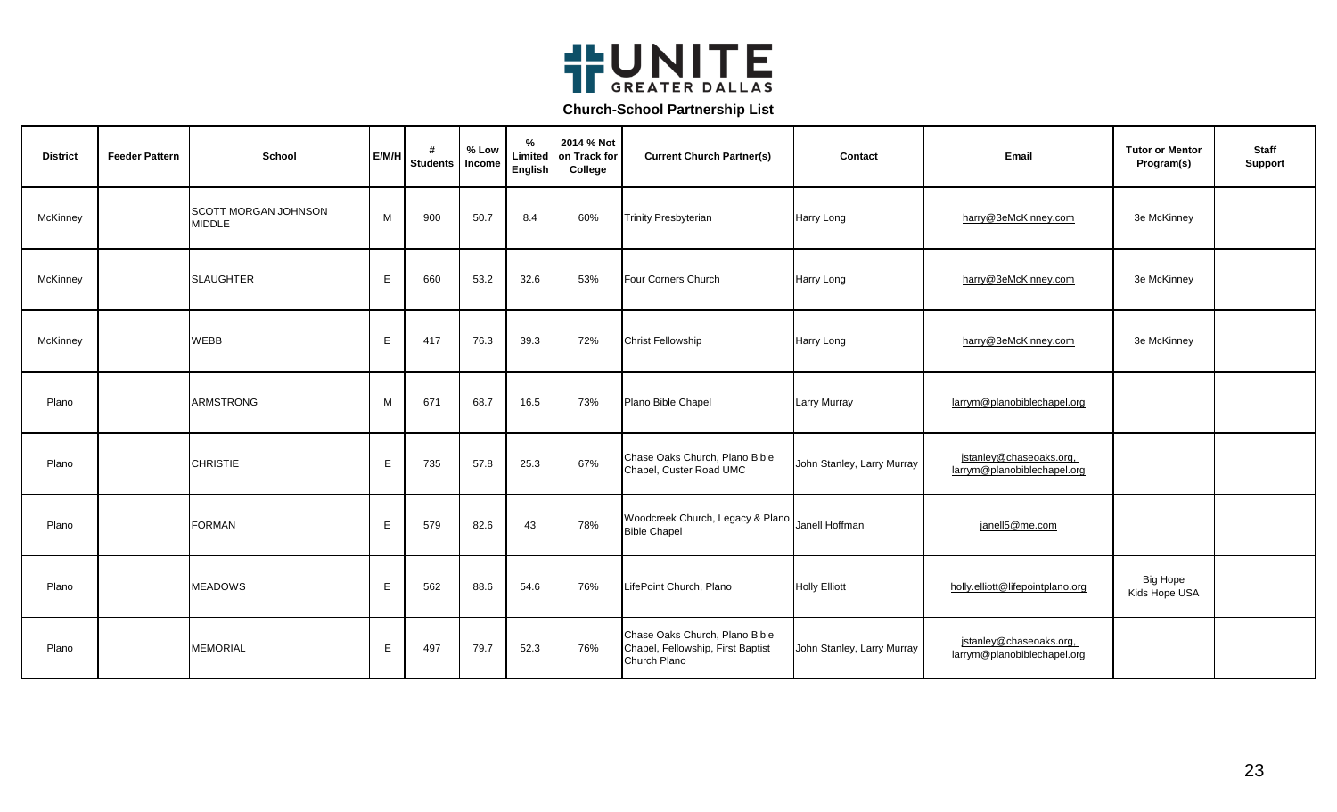# UNITE GREATER DALLAS

**Church-School Partnership List**

| District | Feeder Pattern | School | E/M/H | # Students | % Low Income | % Limited English | 2014 % Not on Track for College | Current Church Partner(s) | Contact | Email | Tutor or Mentor Program(s) | Staff Support |
|---|---|---|---|---|---|---|---|---|---|---|---|---|
| McKinney | | SCOTT MORGAN JOHNSON MIDDLE | M | 900 | 50.7 | 8.4 | 60% | Trinity Presbyterian | Harry Long | harry@3eMcKinney.com | 3e McKinney | |
| McKinney | | SLAUGHTER | E | 660 | 53.2 | 32.6 | 53% | Four Corners Church | Harry Long | harry@3eMcKinney.com | 3e McKinney | |
| McKinney | | WEBB | E | 417 | 76.3 | 39.3 | 72% | Christ Fellowship | Harry Long | harry@3eMcKinney.com | 3e McKinney | |
| Plano | | ARMSTRONG | M | 671 | 68.7 | 16.5 | 73% | Plano Bible Chapel | Larry Murray | larrym@planobiblechapel.org | | |
| Plano | | CHRISTIE | E | 735 | 57.8 | 25.3 | 67% | Chase Oaks Church, Plano Bible Chapel, Custer Road UMC | John Stanley, Larry Murray | jstanley@chaseoaks.org, larrym@planobiblechapel.org | | |
| Plano | | FORMAN | E | 579 | 82.6 | 43 | 78% | Woodcreek Church, Legacy & Plano Bible Chapel | Janell Hoffman | janell5@me.com | | |
| Plano | | MEADOWS | E | 562 | 88.6 | 54.6 | 76% | LifePoint Church, Plano | Holly Elliott | holly.elliott@lifepointplano.org | Big Hope Kids Hope USA | |
| Plano | | MEMORIAL | E | 497 | 79.7 | 52.3 | 76% | Chase Oaks Church, Plano Bible Chapel, Fellowship, First Baptist Church Plano | John Stanley, Larry Murray | jstanley@chaseoaks.org, larrym@planobiblechapel.org | | |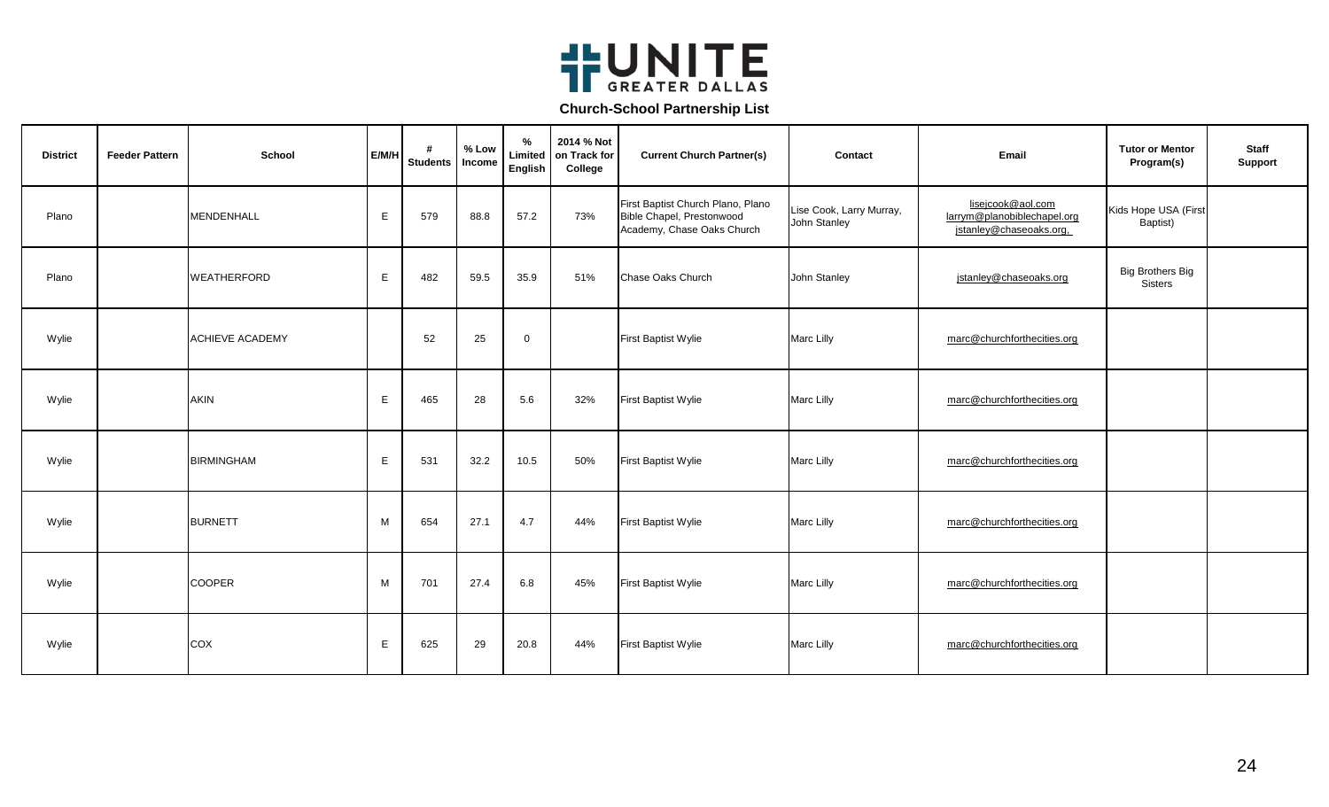# UNITE GREATER DALLAS

**Church-School Partnership List**

| District | Feeder Pattern | School | E/M/H | # Students | % Low Income | % Limited English | 2014 % Not on Track for College | Current Church Partner(s) | Contact | Email | Tutor or Mentor Program(s) | Staff Support |
|---|---|---|---|---|---|---|---|---|---|---|---|---|
| Plano | | MENDENHALL | E | 579 | 88.8 | 57.2 | 73% | First Baptist Church Plano, Plano Bible Chapel, Prestonwood Academy, Chase Oaks Church | Lise Cook, Larry Murray, John Stanley | lisejcook@aol.com larrym@planobiblechapel.org jstanley@chaseoaks.org, | Kids Hope USA (First Baptist) | |
| Plano | | WEATHERFORD | E | 482 | 59.5 | 35.9 | 51% | Chase Oaks Church | John Stanley | jstanley@chaseoaks.org | Big Brothers Big Sisters | |
| Wylie | | ACHIEVE ACADEMY | | 52 | 25 | 0 | | First Baptist Wylie | Marc Lilly | marc@churchforthecities.org | | |
| Wylie | | AKIN | E | 465 | 28 | 5.6 | 32% | First Baptist Wylie | Marc Lilly | marc@churchforthecities.org | | |
| Wylie | | BIRMINGHAM | E | 531 | 32.2 | 10.5 | 50% | First Baptist Wylie | Marc Lilly | marc@churchforthecities.org | | |
| Wylie | | BURNETT | M | 654 | 27.1 | 4.7 | 44% | First Baptist Wylie | Marc Lilly | marc@churchforthecities.org | | |
| Wylie | | COOPER | M | 701 | 27.4 | 6.8 | 45% | First Baptist Wylie | Marc Lilly | marc@churchforthecities.org | | |
| Wylie | | COX | E | 625 | 29 | 20.8 | 44% | First Baptist Wylie | Marc Lilly | marc@churchforthecities.org | | |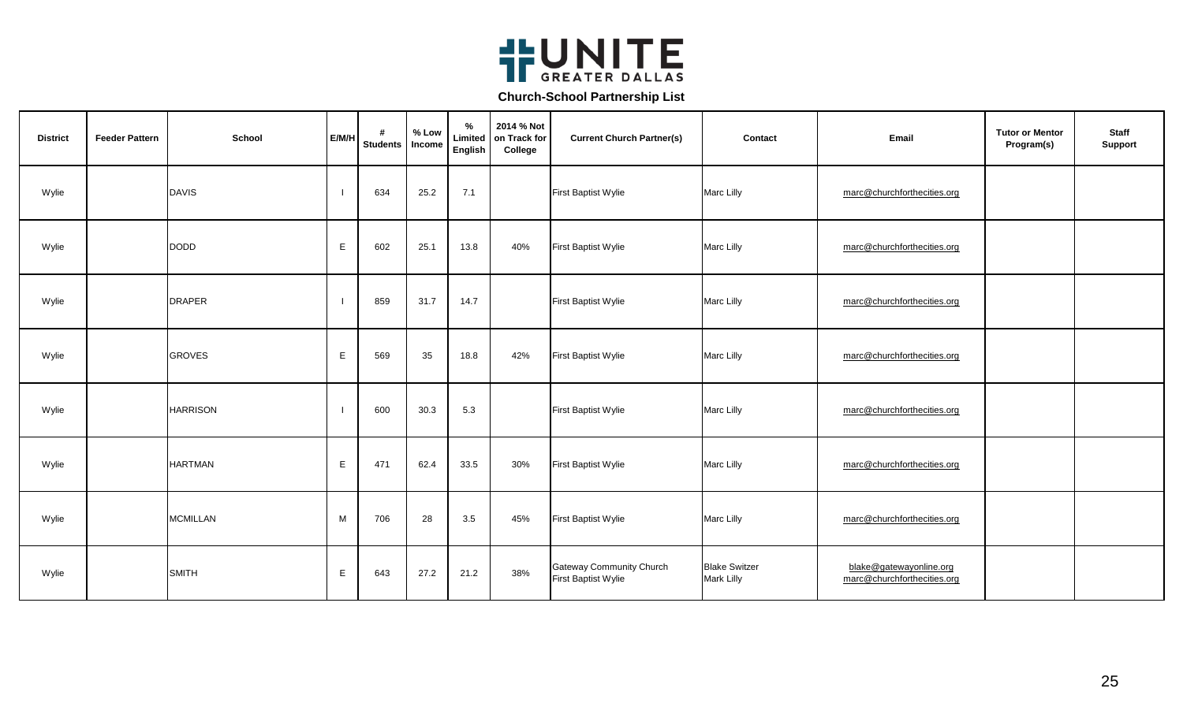# UNITE GREATER DALLAS

## Church-School Partnership List

| District | Feeder Pattern | School | E/M/H | # Students | % Low Income | % Limited English | 2014 % Not on Track for College | Current Church Partner(s) | Contact | Email | Tutor or Mentor Program(s) | Staff Support |
|---|---|---|---|---|---|---|---|---|---|---|---|---|
| Wylie | | DAVIS | I | 634 | 25.2 | 7.1 | | First Baptist Wylie | Marc Lilly | marc@churchforthecities.org | | |
| Wylie | | DODD | E | 602 | 25.1 | 13.8 | 40% | First Baptist Wylie | Marc Lilly | marc@churchforthecities.org | | |
| Wylie | | DRAPER | I | 859 | 31.7 | 14.7 | | First Baptist Wylie | Marc Lilly | marc@churchforthecities.org | | |
| Wylie | | GROVES | E | 569 | 35 | 18.8 | 42% | First Baptist Wylie | Marc Lilly | marc@churchforthecities.org | | |
| Wylie | | HARRISON | I | 600 | 30.3 | 5.3 | | First Baptist Wylie | Marc Lilly | marc@churchforthecities.org | | |
| Wylie | | HARTMAN | E | 471 | 62.4 | 33.5 | 30% | First Baptist Wylie | Marc Lilly | marc@churchforthecities.org | | |
| Wylie | | MCMILLAN | M | 706 | 28 | 3.5 | 45% | First Baptist Wylie | Marc Lilly | marc@churchforthecities.org | | |
| Wylie | | SMITH | E | 643 | 27.2 | 21.2 | 38% | Gateway Community Church<br>First Baptist Wylie | Blake Switzer<br>Mark Lilly | blake@gatewayonline.org<br>marc@churchforthecities.org | | |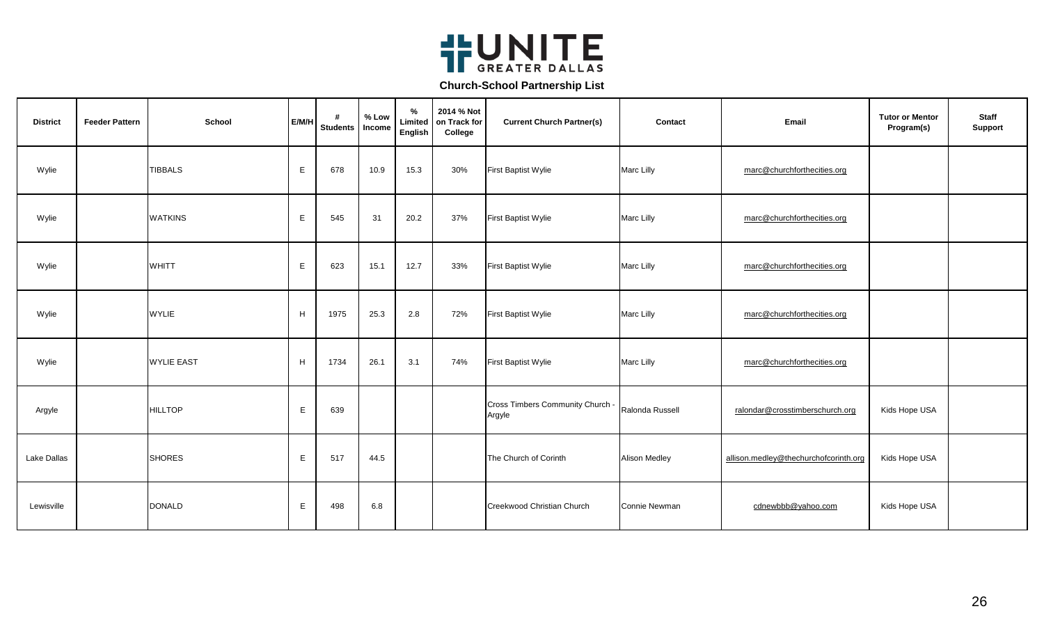# UNITE GREATER DALLAS

## Church-School Partnership List

| District | Feeder Pattern | School | E/M/H | # Students | % Low Income | % Limited English | 2014 % Not on Track for College | Current Church Partner(s) | Contact | Email | Tutor or Mentor Program(s) | Staff Support |
|---|---|---|---|---|---|---|---|---|---|---|---|---|
| Wylie | | TIBBALS | E | 678 | 10.9 | 15.3 | 30% | First Baptist Wylie | Marc Lilly | marc@churchforthecities.org | | |
| Wylie | | WATKINS | E | 545 | 31 | 20.2 | 37% | First Baptist Wylie | Marc Lilly | marc@churchforthecities.org | | |
| Wylie | | WHITT | E | 623 | 15.1 | 12.7 | 33% | First Baptist Wylie | Marc Lilly | marc@churchforthecities.org | | |
| Wylie | | WYLIE | H | 1975 | 25.3 | 2.8 | 72% | First Baptist Wylie | Marc Lilly | marc@churchforthecities.org | | |
| Wylie | | WYLIE EAST | H | 1734 | 26.1 | 3.1 | 74% | First Baptist Wylie | Marc Lilly | marc@churchforthecities.org | | |
| Argyle | | HILLTOP | E | 639 | | | | Cross Timbers Community Church - Argyle | Ralonda Russell | ralondar@crosstimberschurch.org | Kids Hope USA | |
| Lake Dallas | | SHORES | E | 517 | 44.5 | | | The Church of Corinth | Alison Medley | allison.medley@thechurchofcorinth.org | Kids Hope USA | |
| Lewisville | | DONALD | E | 498 | 6.8 | | | Creekwood Christian Church | Connie Newman | cdnewbbb@yahoo.com | Kids Hope USA | |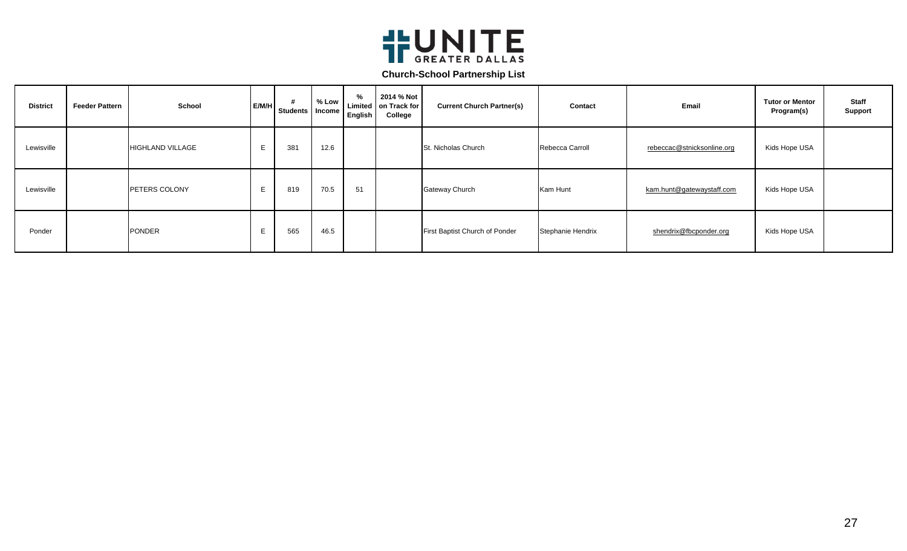UNITE GREATER DALLAS

**Church-School Partnership List**

| District | Feeder Pattern | School | E/M/H | # Students | % Low Income | % Limited English | 2014 % Not on Track for College | Current Church Partner(s) | Contact | Email | Tutor or Mentor Program(s) | Staff Support |
|---|---|---|---|---|---|---|---|---|---|---|---|---|
| Lewisville | | HIGHLAND VILLAGE | E | 381 | 12.6 | | | St. Nicholas Church | Rebecca Carroll | rebeccac@stnicksonline.org | Kids Hope USA | |
| Lewisville | | PETERS COLONY | E | 819 | 70.5 | 51 | | Gateway Church | Kam Hunt | kam.hunt@gatewaystaff.com | Kids Hope USA | |
| Ponder | | PONDER | E | 565 | 46.5 | | | First Baptist Church of Ponder | Stephanie Hendrix | shendrix@fbcponder.org | Kids Hope USA | |